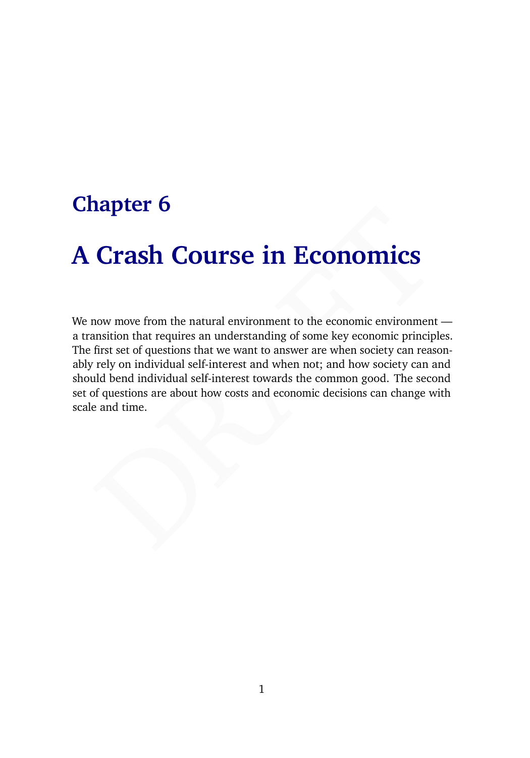# Chapter 6

# A Crash Course in Economics

We now move from the natural environment to the economic environment — a transition that requires an understanding of some key economic principles. The first set of questions that we want to answer are when society can reasonably rely on individual self-interest and when not; and how society can and should bend individual self-interest towards the common good. The second set of questions are about how costs and economic decisions can change with scale and time.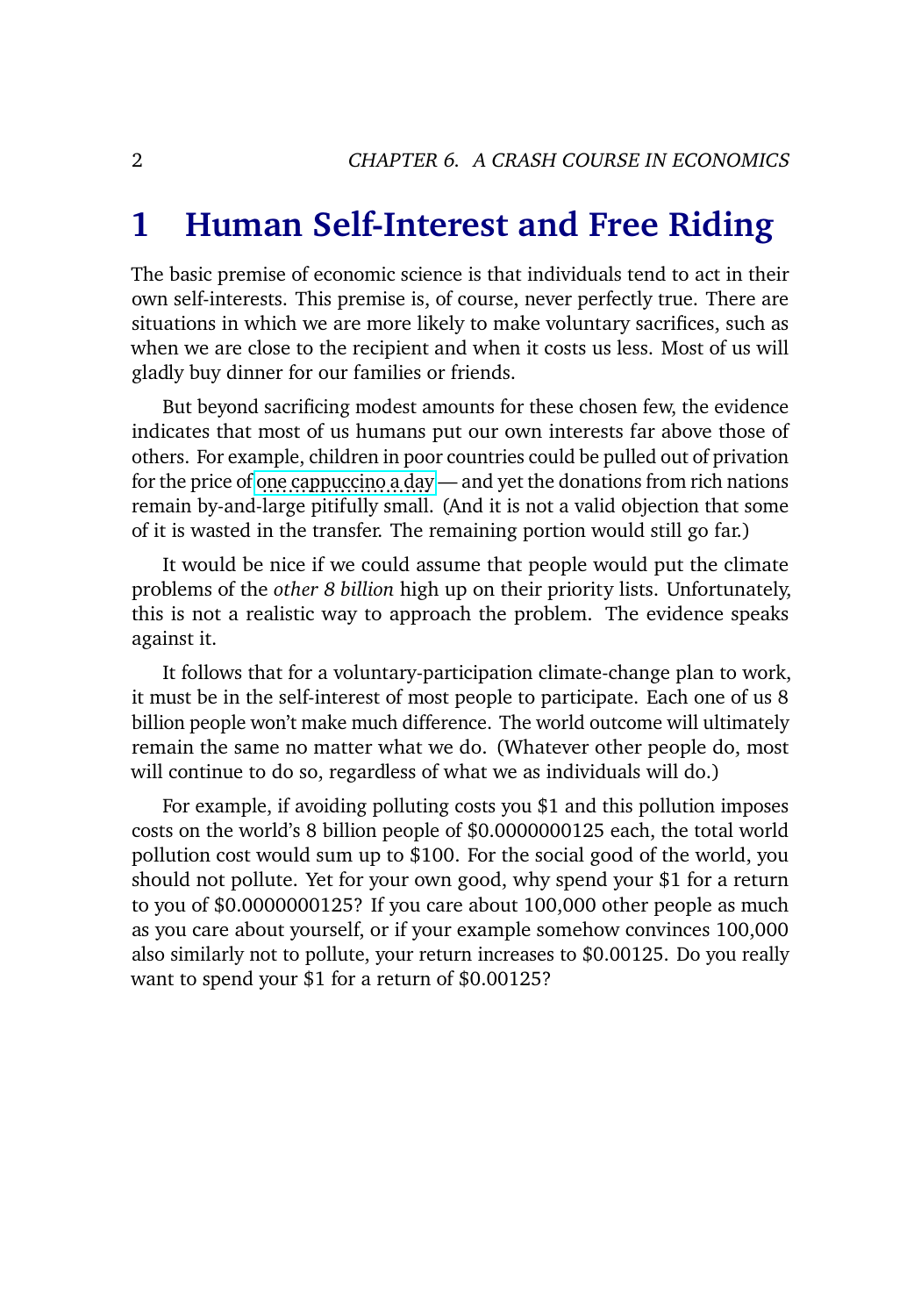# 1 Human Self-Interest and Free Riding

The basic premise of economic science is that individuals tend to act in their own self-interests. This premise is, of course, never perfectly true. There are situations in which we are more likely to make voluntary sacrifices, such as when we are close to the recipient and when it costs us less. Most of us will gladly buy dinner for our families or friends.

But beyond sacrificing modest amounts for these chosen few, the evidence indicates that most of us humans put our own interests far above those of others. For example, children in poor countries could be pulled out of privation for the price of one cappuccino a day — and yet the donations from rich nations remain by-and-large pitifully small. (And it is not a valid objection that some of it is wasted in the transfer. The remaining portion would still go far.)

It would be nice if we could assume that people would put the climate problems of the *other 8 billion* high up on their priority lists. Unfortunately, this is not a realistic way to approach the problem. The evidence speaks against it.

It follows that for a voluntary-participation climate-change plan to work, it must be in the self-interest of most people to participate. Each one of us 8 billion people won't make much difference. The world outcome will ultimately remain the same no matter what we do. (Whatever other people do, most will continue to do so, regardless of what we as individuals will do.)

For example, if avoiding polluting costs you $1 and this pollution imposes costs on the world's 8 billion people of $0.0000000125 each, the total world pollution cost would sum up to $100. For the social good of the world, you should not pollute. Yet for your own good, why spend your $1 for a return to you of $0.0000000125? If you care about 100,000 other people as much as you care about yourself, or if your example somehow convinces 100,000 also similarly not to pollute, your return increases to $0.00125. Do you really want to spend your $1 for a return of $0.00125?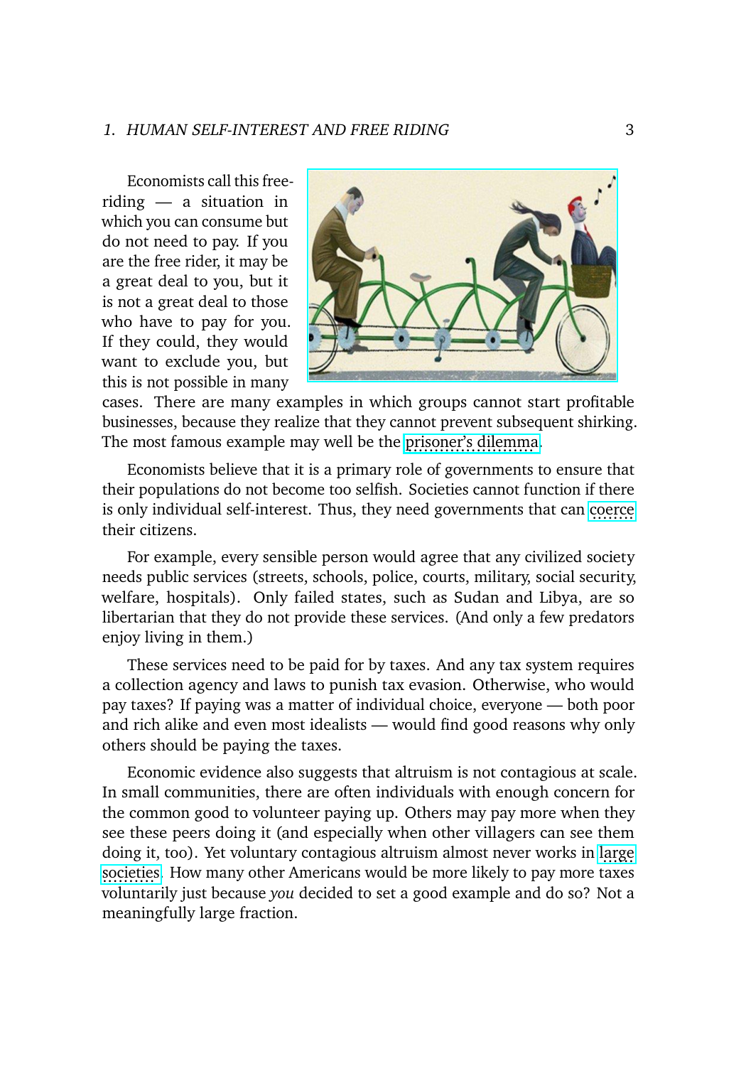Economists call this free-riding — a situation in which you can consume but do not need to pay. If you are the free rider, it may be a great deal to you, but it is not a great deal to those who have to pay for you. If they could, they would want to exclude you, but this is not possible in many cases. There are many examples in which groups cannot start profitable businesses, because they realize that they cannot prevent subsequent shirking. The most famous example may well be the prisoner's dilemma.

Economists believe that it is a primary role of governments to ensure that their populations do not become too selfish. Societies cannot function if there is only individual self-interest. Thus, they need governments that can coerce their citizens.

For example, every sensible person would agree that any civilized society needs public services (streets, schools, police, courts, military, social security, welfare, hospitals). Only failed states, such as Sudan and Libya, are so libertarian that they do not provide these services. (And only a few predators enjoy living in them.)

These services need to be paid for by taxes. And any tax system requires a collection agency and laws to punish tax evasion. Otherwise, who would pay taxes? If paying was a matter of individual choice, everyone — both poor and rich alike and even most idealists — would find good reasons why only others should be paying the taxes.

Economic evidence also suggests that altruism is not contagious at scale. In small communities, there are often individuals with enough concern for the common good to volunteer paying up. Others may pay more when they see these peers doing it (and especially when other villagers can see them doing it, too). Yet voluntary contagious altruism almost never works in large societies. How many other Americans would be more likely to pay more taxes voluntarily just because *you* decided to set a good example and do so? Not a meaningfully large fraction.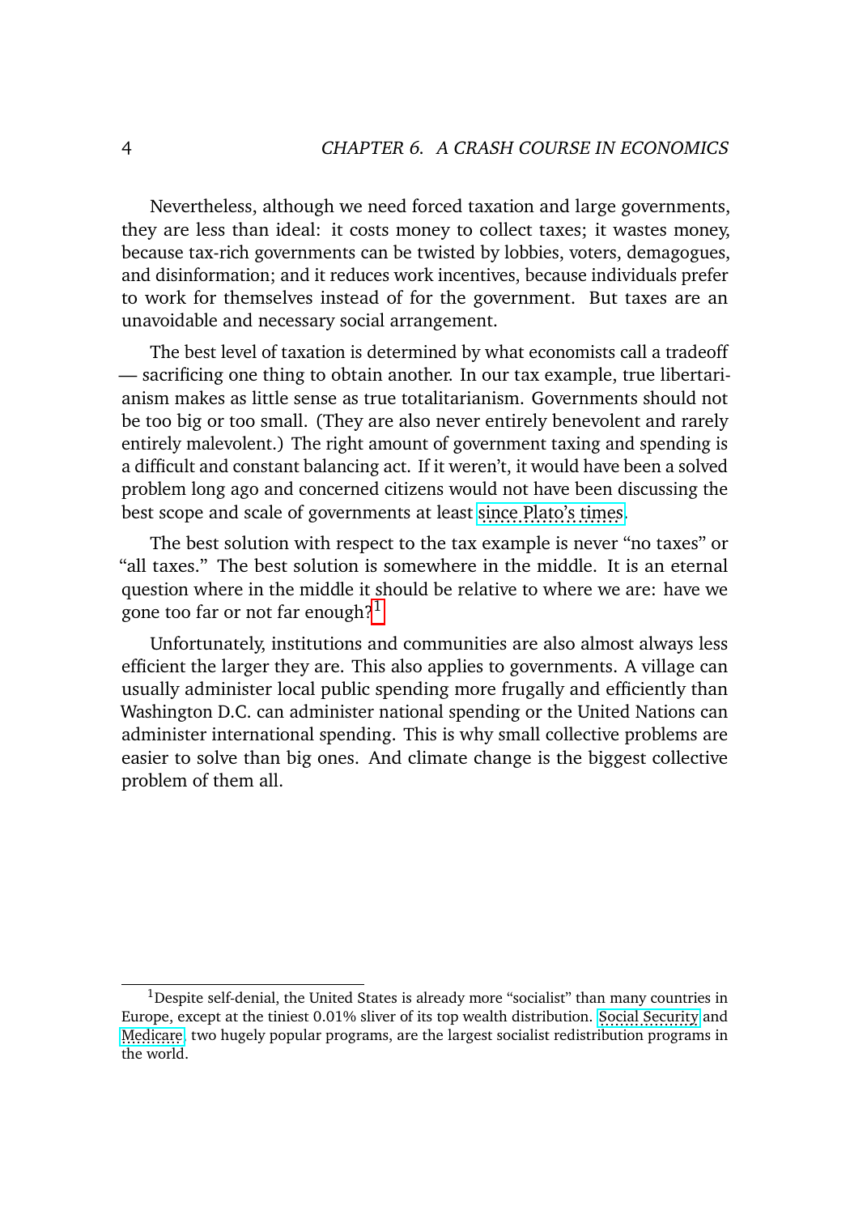Nevertheless, although we need forced taxation and large governments, they are less than ideal: it costs money to collect taxes; it wastes money, because tax-rich governments can be twisted by lobbies, voters, demagogues, and disinformation; and it reduces work incentives, because individuals prefer to work for themselves instead of for the government. But taxes are an unavoidable and necessary social arrangement.

The best level of taxation is determined by what economists call a tradeoff — sacrificing one thing to obtain another. In our tax example, true libertarianism makes as little sense as true totalitarianism. Governments should not be too big or too small. (They are also never entirely benevolent and rarely entirely malevolent.) The right amount of government taxing and spending is a difficult and constant balancing act. If it weren't, it would have been a solved problem long ago and concerned citizens would not have been discussing the best scope and scale of governments at least since Plato's times.

The best solution with respect to the tax example is never "no taxes" or "all taxes." The best solution is somewhere in the middle. It is an eternal question where in the middle it should be relative to where we are: have we gone too far or not far enough?[1]

Unfortunately, institutions and communities are also almost always less efficient the larger they are. This also applies to governments. A village can usually administer local public spending more frugally and efficiently than Washington D.C. can administer national spending or the United Nations can administer international spending. This is why small collective problems are easier to solve than big ones. And climate change is the biggest collective problem of them all.

[1] Despite self-denial, the United States is already more "socialist" than many countries in Europe, except at the tiniest 0.01% sliver of its top wealth distribution. Social Security and Medicare, two hugely popular programs, are the largest socialist redistribution programs in the world.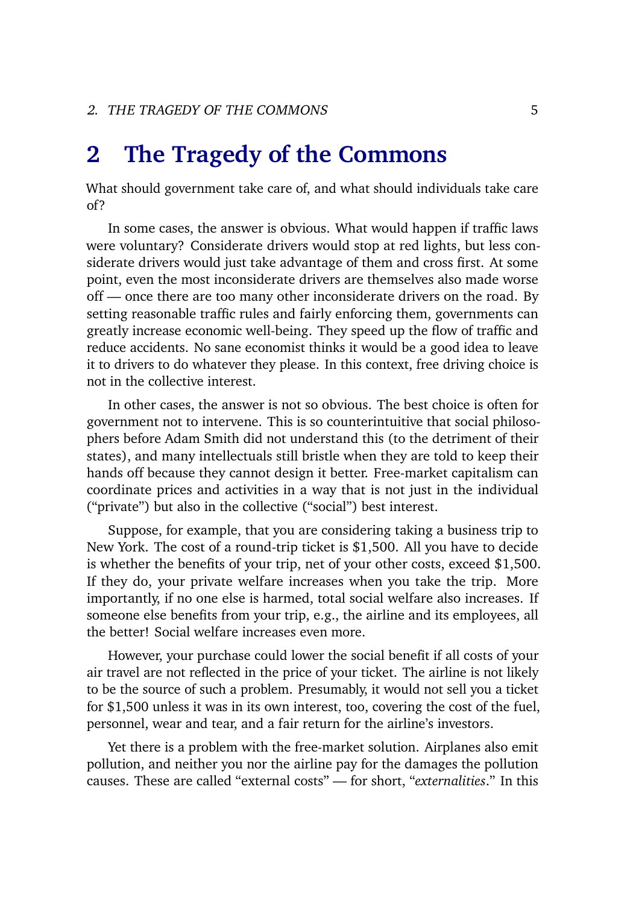# 2 The Tragedy of the Commons

What should government take care of, and what should individuals take care of?

In some cases, the answer is obvious. What would happen if traffic laws were voluntary? Considerate drivers would stop at red lights, but less considerate drivers would just take advantage of them and cross first. At some point, even the most inconsiderate drivers are themselves also made worse off — once there are too many other inconsiderate drivers on the road. By setting reasonable traffic rules and fairly enforcing them, governments can greatly increase economic well-being. They speed up the flow of traffic and reduce accidents. No sane economist thinks it would be a good idea to leave it to drivers to do whatever they please. In this context, free driving choice is not in the collective interest.

In other cases, the answer is not so obvious. The best choice is often for government not to intervene. This is so counterintuitive that social philosophers before Adam Smith did not understand this (to the detriment of their states), and many intellectuals still bristle when they are told to keep their hands off because they cannot design it better. Free-market capitalism can coordinate prices and activities in a way that is not just in the individual ("private") but also in the collective ("social") best interest.

Suppose, for example, that you are considering taking a business trip to New York. The cost of a round-trip ticket is $1,500. All you have to decide is whether the benefits of your trip, net of your other costs, exceed $1,500. If they do, your private welfare increases when you take the trip. More importantly, if no one else is harmed, total social welfare also increases. If someone else benefits from your trip, e.g., the airline and its employees, all the better! Social welfare increases even more.

However, your purchase could lower the social benefit if all costs of your air travel are not reflected in the price of your ticket. The airline is not likely to be the source of such a problem. Presumably, it would not sell you a ticket for $1,500 unless it was in its own interest, too, covering the cost of the fuel, personnel, wear and tear, and a fair return for the airline's investors.

Yet there is a problem with the free-market solution. Airplanes also emit pollution, and neither you nor the airline pay for the damages the pollution causes. These are called "external costs" — for short, "*externalities*." In this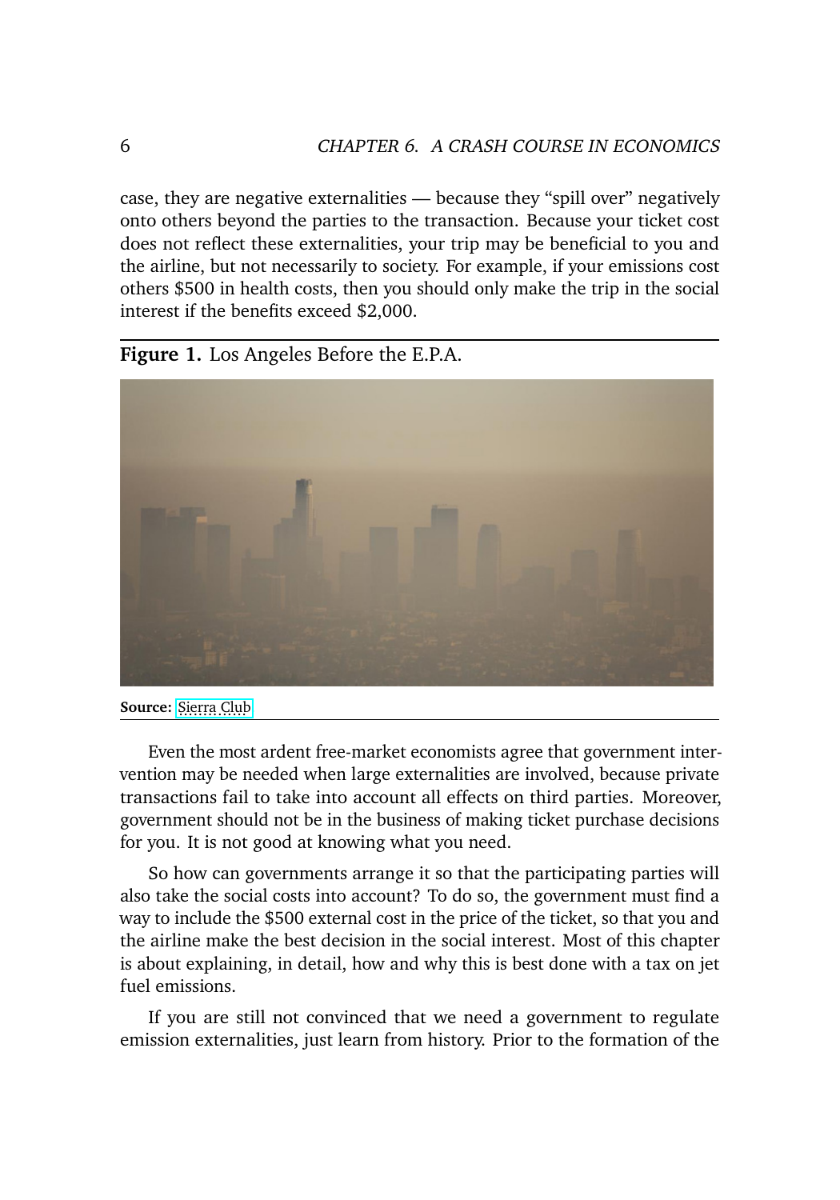case, they are negative externalities — because they "spill over" negatively onto others beyond the parties to the transaction. Because your ticket cost does not reflect these externalities, your trip may be beneficial to you and the airline, but not necessarily to society. For example, if your emissions cost others $500 in health costs, then you should only make the trip in the social interest if the benefits exceed $2,000.

**Figure 1.** Los Angeles Before the E.P.A.

**Source:** Sierra Club

Even the most ardent free-market economists agree that government intervention may be needed when large externalities are involved, because private transactions fail to take into account all effects on third parties. Moreover, government should not be in the business of making ticket purchase decisions for you. It is not good at knowing what you need.

So how can governments arrange it so that the participating parties will also take the social costs into account? To do so, the government must find a way to include the $500 external cost in the price of the ticket, so that you and the airline make the best decision in the social interest. Most of this chapter is about explaining, in detail, how and why this is best done with a tax on jet fuel emissions.

If you are still not convinced that we need a government to regulate emission externalities, just learn from history. Prior to the formation of the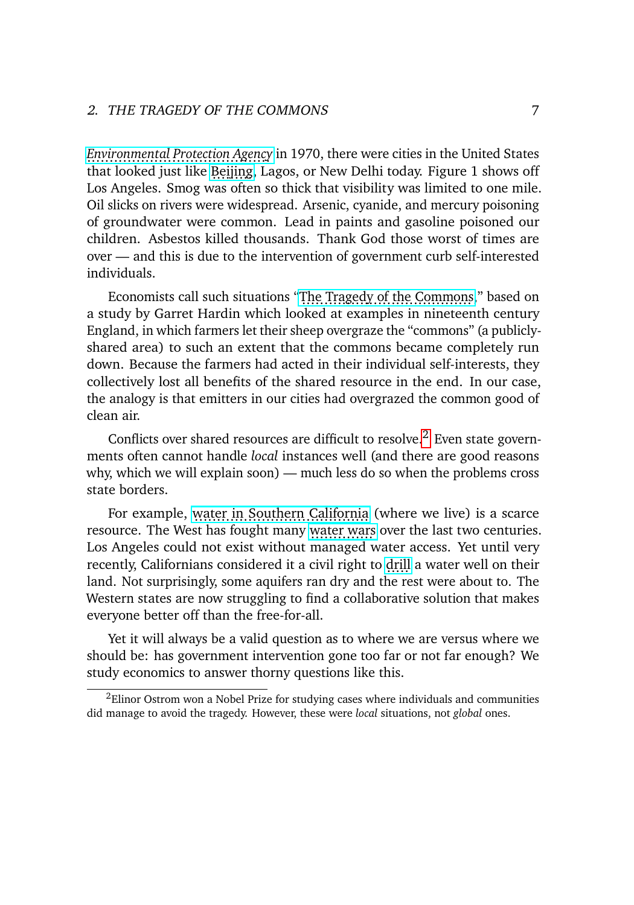*Environmental Protection Agency* in 1970, there were cities in the United States that looked just like Beijing, Lagos, or New Delhi today. Figure 1 shows off Los Angeles. Smog was often so thick that visibility was limited to one mile. Oil slicks on rivers were widespread. Arsenic, cyanide, and mercury poisoning of groundwater were common. Lead in paints and gasoline poisoned our children. Asbestos killed thousands. Thank God those worst of times are over — and this is due to the intervention of government curb self-interested individuals.

Economists call such situations "The Tragedy of the Commons," based on a study by Garret Hardin which looked at examples in nineteenth century England, in which farmers let their sheep overgraze the "commons" (a publicly-shared area) to such an extent that the commons became completely run down. Because the farmers had acted in their individual self-interests, they collectively lost all benefits of the shared resource in the end. In our case, the analogy is that emitters in our cities had overgrazed the common good of clean air.

Conflicts over shared resources are difficult to resolve.[2] Even state governments often cannot handle *local* instances well (and there are good reasons why, which we will explain soon) — much less do so when the problems cross state borders.

For example, water in Southern California (where we live) is a scarce resource. The West has fought many water wars over the last two centuries. Los Angeles could not exist without managed water access. Yet until very recently, Californians considered it a civil right to drill a water well on their land. Not surprisingly, some aquifers ran dry and the rest were about to. The Western states are now struggling to find a collaborative solution that makes everyone better off than the free-for-all.

Yet it will always be a valid question as to where we are versus where we should be: has government intervention gone too far or not far enough? We study economics to answer thorny questions like this.

[2] Elinor Ostrom won a Nobel Prize for studying cases where individuals and communities did manage to avoid the tragedy. However, these were *local* situations, not *global* ones.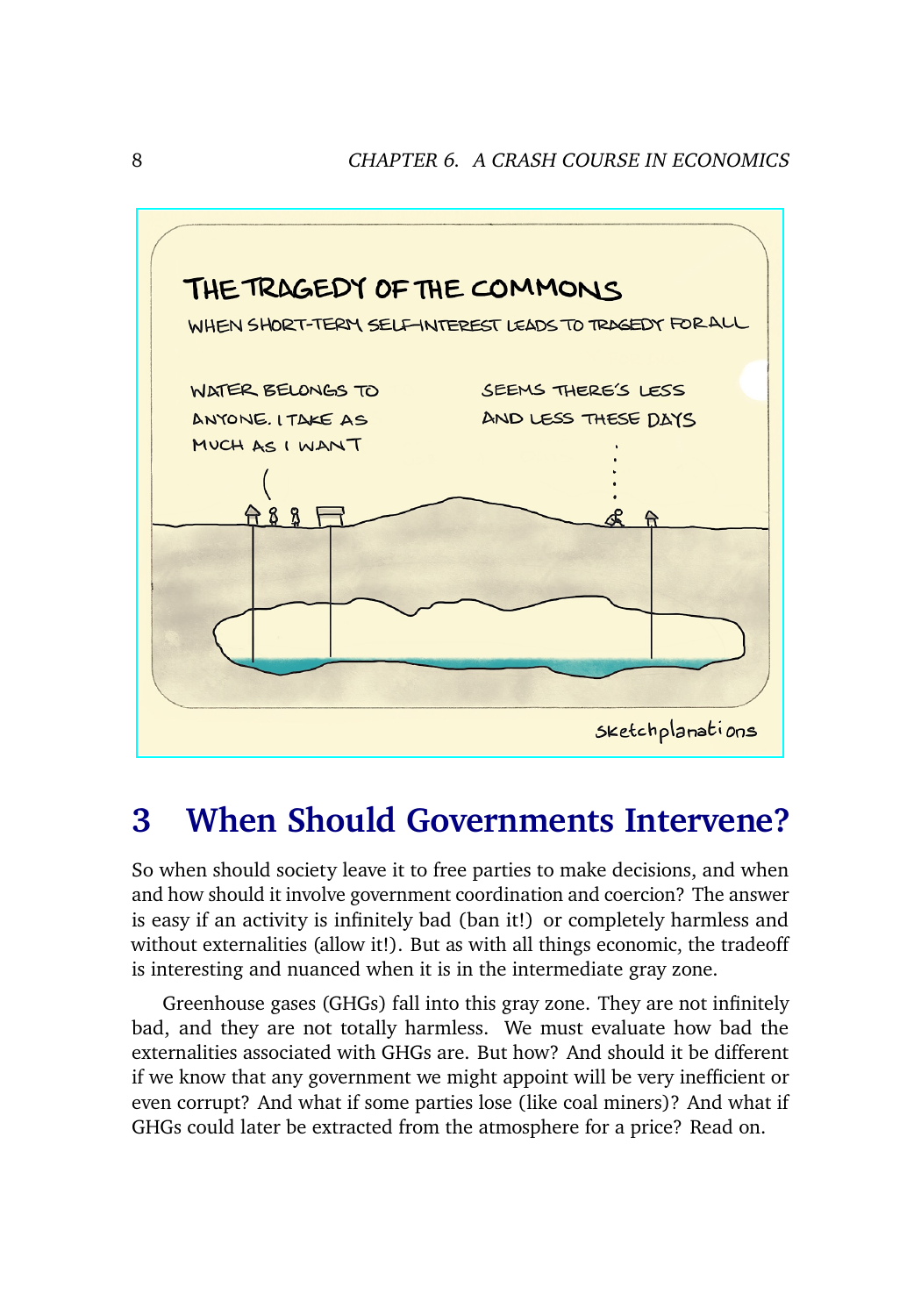THE TRAGEDY OF THE COMMONS

WHEN SHORT-TERM SELF-INTEREST LEADS TO TRAGEDY FOR ALL

WATER BELONGS TO ANYONE. I TAKE AS MUCH AS I WANT

SEEMS THERE'S LESS AND LESS THESE DAYS

sketchplanations

# 3 When Should Governments Intervene?

So when should society leave it to free parties to make decisions, and when and how should it involve government coordination and coercion? The answer is easy if an activity is infinitely bad (ban it!) or completely harmless and without externalities (allow it!). But as with all things economic, the tradeoff is interesting and nuanced when it is in the intermediate gray zone.

Greenhouse gases (GHGs) fall into this gray zone. They are not infinitely bad, and they are not totally harmless. We must evaluate how bad the externalities associated with GHGs are. But how? And should it be different if we know that any government we might appoint will be very inefficient or even corrupt? And what if some parties lose (like coal miners)? And what if GHGs could later be extracted from the atmosphere for a price? Read on.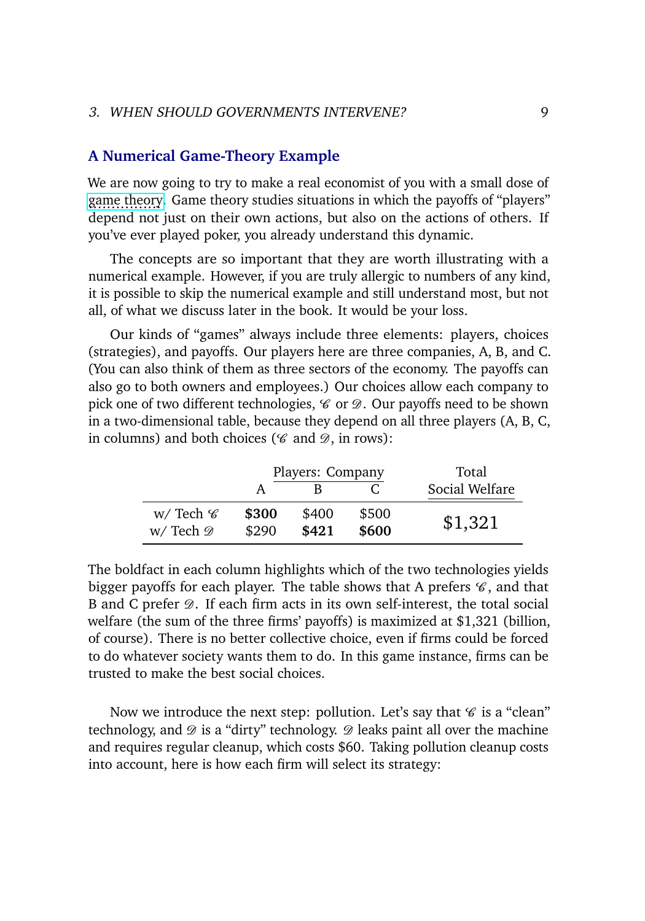## A Numerical Game-Theory Example

We are now going to try to make a real economist of you with a small dose of game theory. Game theory studies situations in which the payoffs of "players" depend not just on their own actions, but also on the actions of others. If you've ever played poker, you already understand this dynamic.

The concepts are so important that they are worth illustrating with a numerical example. However, if you are truly allergic to numbers of any kind, it is possible to skip the numerical example and still understand most, but not all, of what we discuss later in the book. It would be your loss.

Our kinds of "games" always include three elements: players, choices (strategies), and payoffs. Our players here are three companies, A, B, and C. (You can also think of them as three sectors of the economy. The payoffs can also go to both owners and employees.) Our choices allow each company to pick one of two different technologies, $\mathscr{C}$ or $\mathscr{D}$. Our payoffs need to be shown in a two-dimensional table, because they depend on all three players (A, B, C, in columns) and both choices ($\mathscr{C}$ and $\mathscr{D}$, in rows):

| | Players: Company | | | Total |
|---|---|---|---|---|
| | A | B | C | Social Welfare |
| w/ Tech $\mathscr{C}$ | **$300** | $400 | $500 | $1,321 |
| w/ Tech $\mathscr{D}$ | $290 | **$421** | **$600** | |

The boldfact in each column highlights which of the two technologies yields bigger payoffs for each player. The table shows that A prefers $\mathscr{C}$, and that B and C prefer $\mathscr{D}$. If each firm acts in its own self-interest, the total social welfare (the sum of the three firms' payoffs) is maximized at $1,321 (billion, of course). There is no better collective choice, even if firms could be forced to do whatever society wants them to do. In this game instance, firms can be trusted to make the best social choices.

Now we introduce the next step: pollution. Let's say that $\mathscr{C}$ is a "clean" technology, and $\mathscr{D}$ is a "dirty" technology. $\mathscr{D}$ leaks paint all over the machine and requires regular cleanup, which costs $60. Taking pollution cleanup costs into account, here is how each firm will select its strategy: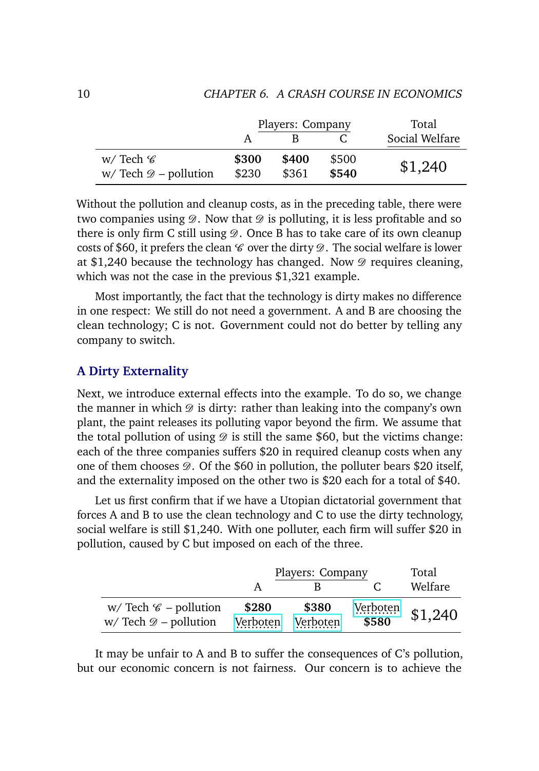| | Players: Company | | | Total |
|---|---|---|---|---|
| | A | B | C | Social Welfare |
| w/ Tech $\mathscr{C}$ | **\$300** | **\$400** | \$500 | \$1,240 |
| w/ Tech $\mathscr{D}$ – pollution | \$230 | \$361 | **\$540** | |

Without the pollution and cleanup costs, as in the preceding table, there were two companies using $\mathscr{D}$. Now that $\mathscr{D}$ is polluting, it is less profitable and so there is only firm C still using $\mathscr{D}$. Once B has to take care of its own cleanup costs of \$60, it prefers the clean $\mathscr{C}$ over the dirty $\mathscr{D}$. The social welfare is lower at \$1,240 because the technology has changed. Now $\mathscr{D}$ requires cleaning, which was not the case in the previous \$1,321 example.

Most importantly, the fact that the technology is dirty makes no difference in one respect: We still do not need a government. A and B are choosing the clean technology; C is not. Government could not do better by telling any company to switch.

### A Dirty Externality

Next, we introduce external effects into the example. To do so, we change the manner in which $\mathscr{D}$ is dirty: rather than leaking into the company's own plant, the paint releases its polluting vapor beyond the firm. We assume that the total pollution of using $\mathscr{D}$ is still the same \$60, but the victims change: each of the three companies suffers \$20 in required cleanup costs when any one of them chooses $\mathscr{D}$. Of the \$60 in pollution, the polluter bears \$20 itself, and the externality imposed on the other two is \$20 each for a total of \$40.

Let us first confirm that if we have a Utopian dictatorial government that forces A and B to use the clean technology and C to use the dirty technology, social welfare is still \$1,240. With one polluter, each firm will suffer \$20 in pollution, caused by C but imposed on each of the three.

| | Players: Company | | | Total |
|---|---|---|---|---|
| | A | B | C | Welfare |
| w/ Tech $\mathscr{C}$ – pollution | **\$280** | **\$380** | Verboten | \$1,240 |
| w/ Tech $\mathscr{D}$ – pollution | Verboten | Verboten | **\$580** | |

It may be unfair to A and B to suffer the consequences of C's pollution, but our economic concern is not fairness. Our concern is to achieve the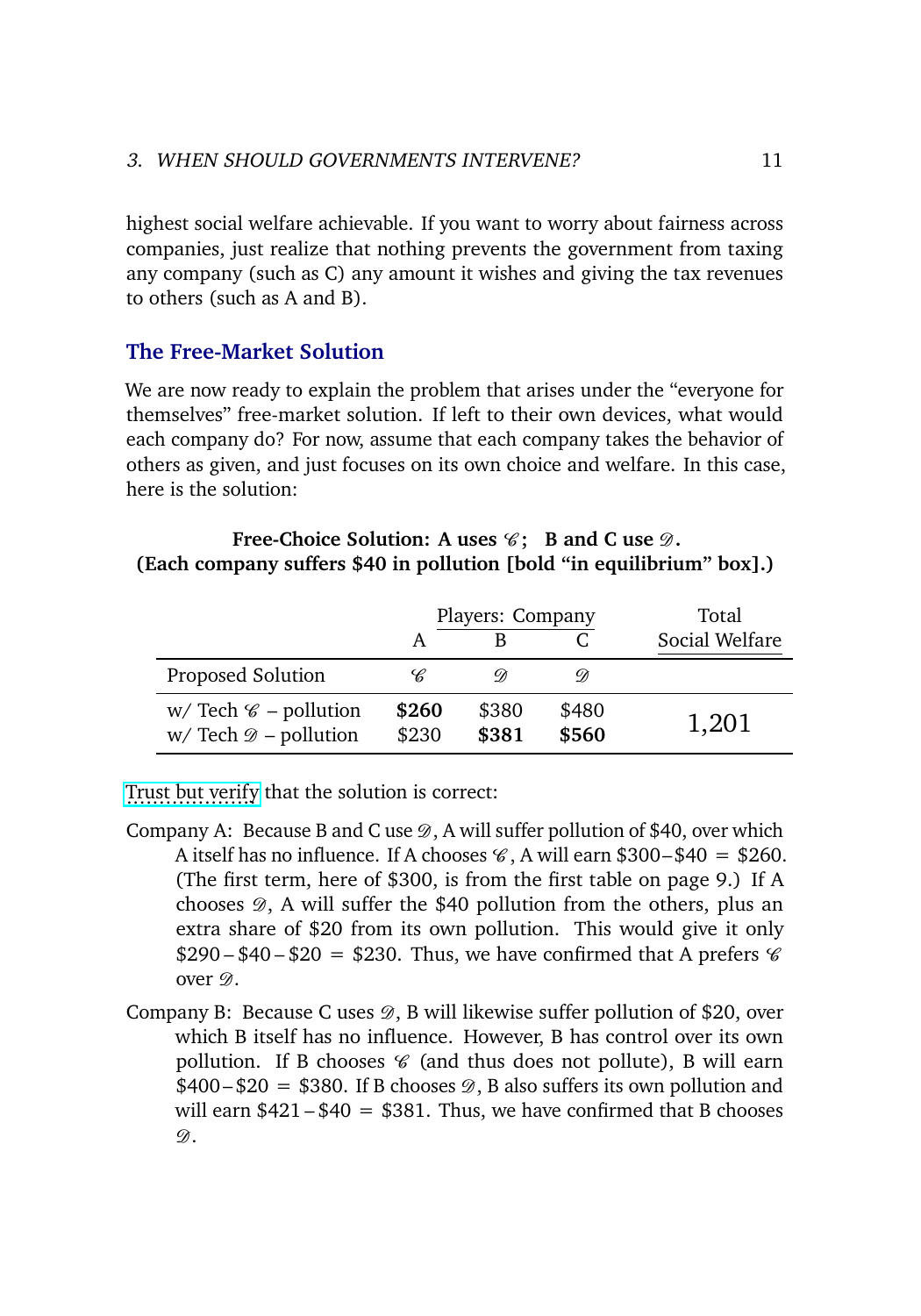highest social welfare achievable. If you want to worry about fairness across companies, just realize that nothing prevents the government from taxing any company (such as C) any amount it wishes and giving the tax revenues to others (such as A and B).

## The Free-Market Solution

We are now ready to explain the problem that arises under the "everyone for themselves" free-market solution. If left to their own devices, what would each company do? For now, assume that each company takes the behavior of others as given, and just focuses on its own choice and welfare. In this case, here is the solution:

**Free-Choice Solution: A uses $\mathscr{C}$; B and C use $\mathscr{D}$.**
**(Each company suffers $40 in pollution [bold "in equilibrium" box].)**

| | Players: Company | | | Total |
|---|---|---|---|---|
| | A | B | C | Social Welfare |
| Proposed Solution | $\mathscr{C}$ | $\mathscr{D}$ | $\mathscr{D}$ | |
| w/ Tech $\mathscr{C}$ – pollution | **$260** | $380 | $480 | 1,201 |
| w/ Tech $\mathscr{D}$ – pollution | $230 | **$381** | **$560** | |

Trust but verify that the solution is correct:

Company A: Because B and C use $\mathscr{D}$, A will suffer pollution of $40, over which A itself has no influence. If A chooses $\mathscr{C}$, A will earn $300 – $40 = $260. (The first term, here of $300, is from the first table on page 9.) If A chooses $\mathscr{D}$, A will suffer the $40 pollution from the others, plus an extra share of $20 from its own pollution. This would give it only $290 – $40 – $20 = $230. Thus, we have confirmed that A prefers $\mathscr{C}$ over $\mathscr{D}$.

Company B: Because C uses $\mathscr{D}$, B will likewise suffer pollution of $20, over which B itself has no influence. However, B has control over its own pollution. If B chooses $\mathscr{C}$ (and thus does not pollute), B will earn $400 – $20 = $380. If B chooses $\mathscr{D}$, B also suffers its own pollution and will earn $421 – $40 = $381. Thus, we have confirmed that B chooses $\mathscr{D}$.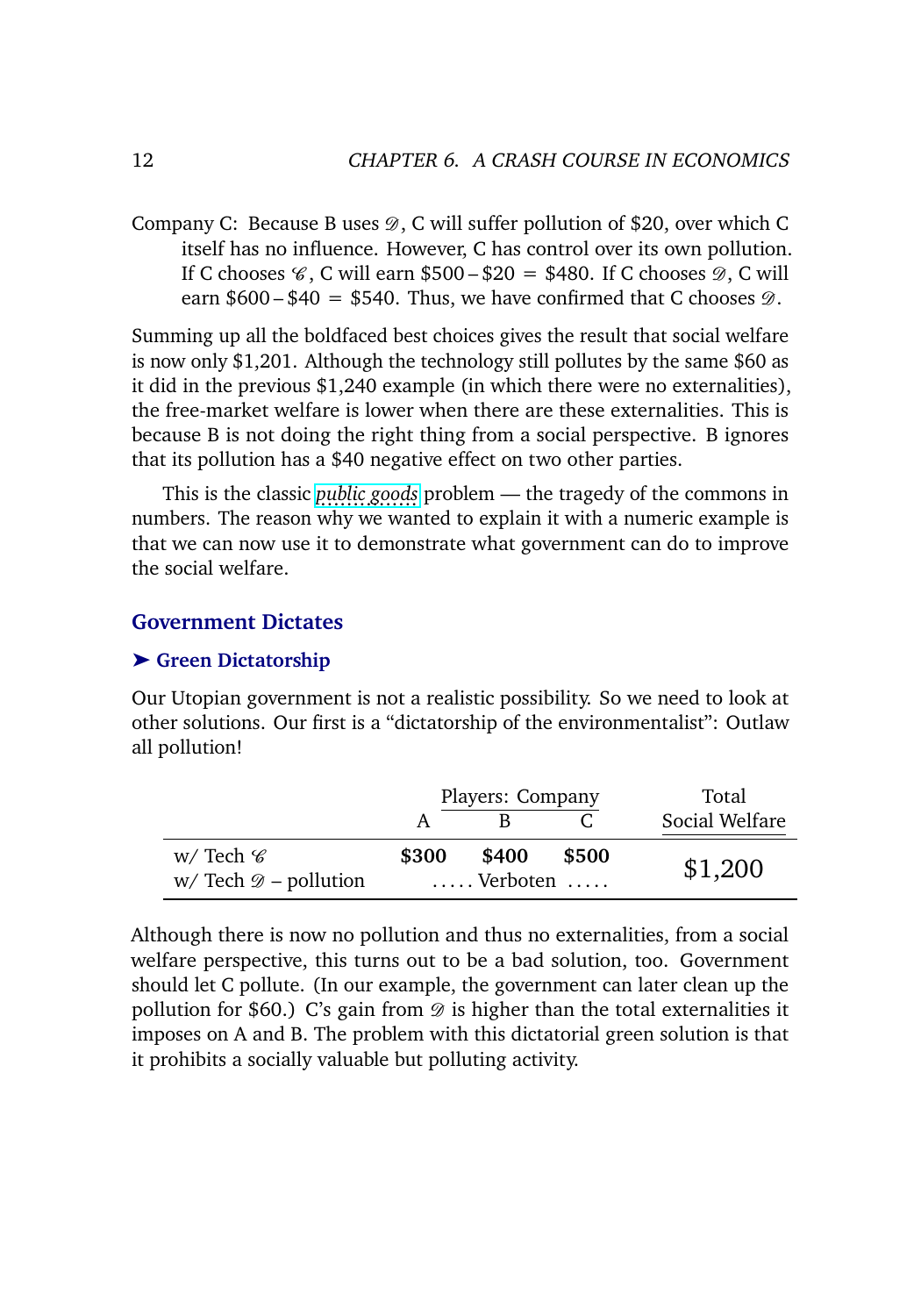Company C: Because B uses $\mathscr{D}$, C will suffer pollution of \$20, over which C itself has no influence. However, C has control over its own pollution. If C chooses $\mathscr{C}$, C will earn \$500 – \$20 = \$480. If C chooses $\mathscr{D}$, C will earn \$600 – \$40 = \$540. Thus, we have confirmed that C chooses $\mathscr{D}$.

Summing up all the boldfaced best choices gives the result that social welfare is now only \$1,201. Although the technology still pollutes by the same \$60 as it did in the previous \$1,240 example (in which there were no externalities), the free-market welfare is lower when there are these externalities. This is because B is not doing the right thing from a social perspective. B ignores that its pollution has a \$40 negative effect on two other parties.

This is the classic *public goods* problem — the tragedy of the commons in numbers. The reason why we wanted to explain it with a numeric example is that we can now use it to demonstrate what government can do to improve the social welfare.

## Government Dictates

### ➤ Green Dictatorship

Our Utopian government is not a realistic possibility. So we need to look at other solutions. Our first is a "dictatorship of the environmentalist": Outlaw all pollution!

| | Players: Company | | | Total |
|---|---|---|---|---|
| | A | B | C | Social Welfare |
| w/ Tech $\mathscr{C}$ | **\$300** | **\$400** | **\$500** | \$1,200 |
| w/ Tech $\mathscr{D}$ – pollution | | ..... Verboten ..... | | |

Although there is now no pollution and thus no externalities, from a social welfare perspective, this turns out to be a bad solution, too. Government should let C pollute. (In our example, the government can later clean up the pollution for \$60.) C's gain from $\mathscr{D}$ is higher than the total externalities it imposes on A and B. The problem with this dictatorial green solution is that it prohibits a socially valuable but polluting activity.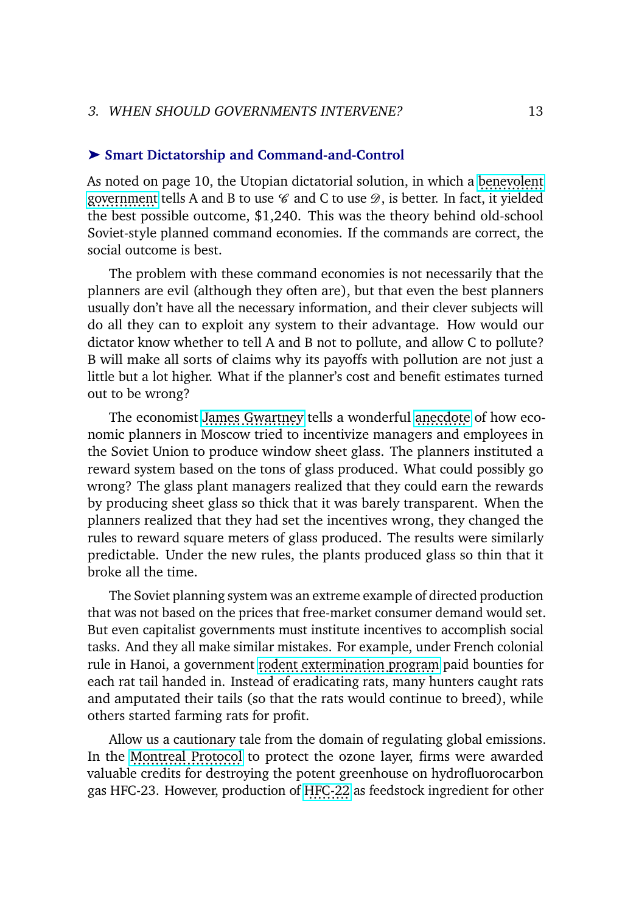### ➤ Smart Dictatorship and Command-and-Control

As noted on page 10, the Utopian dictatorial solution, in which a benevolent government tells A and B to use $\mathscr{C}$ and C to use $\mathscr{D}$, is better. In fact, it yielded the best possible outcome, \$1,240. This was the theory behind old-school Soviet-style planned command economies. If the commands are correct, the social outcome is best.

The problem with these command economies is not necessarily that the planners are evil (although they often are), but that even the best planners usually don't have all the necessary information, and their clever subjects will do all they can to exploit any system to their advantage. How would our dictator know whether to tell A and B not to pollute, and allow C to pollute? B will make all sorts of claims why its payoffs with pollution are not just a little but a lot higher. What if the planner's cost and benefit estimates turned out to be wrong?

The economist James Gwartney tells a wonderful anecdote of how economic planners in Moscow tried to incentivize managers and employees in the Soviet Union to produce window sheet glass. The planners instituted a reward system based on the tons of glass produced. What could possibly go wrong? The glass plant managers realized that they could earn the rewards by producing sheet glass so thick that it was barely transparent. When the planners realized that they had set the incentives wrong, they changed the rules to reward square meters of glass produced. The results were similarly predictable. Under the new rules, the plants produced glass so thin that it broke all the time.

The Soviet planning system was an extreme example of directed production that was not based on the prices that free-market consumer demand would set. But even capitalist governments must institute incentives to accomplish social tasks. And they all make similar mistakes. For example, under French colonial rule in Hanoi, a government rodent extermination program paid bounties for each rat tail handed in. Instead of eradicating rats, many hunters caught rats and amputated their tails (so that the rats would continue to breed), while others started farming rats for profit.

Allow us a cautionary tale from the domain of regulating global emissions. In the Montreal Protocol to protect the ozone layer, firms were awarded valuable credits for destroying the potent greenhouse on hydrofluorocarbon gas HFC-23. However, production of HFC-22 as feedstock ingredient for other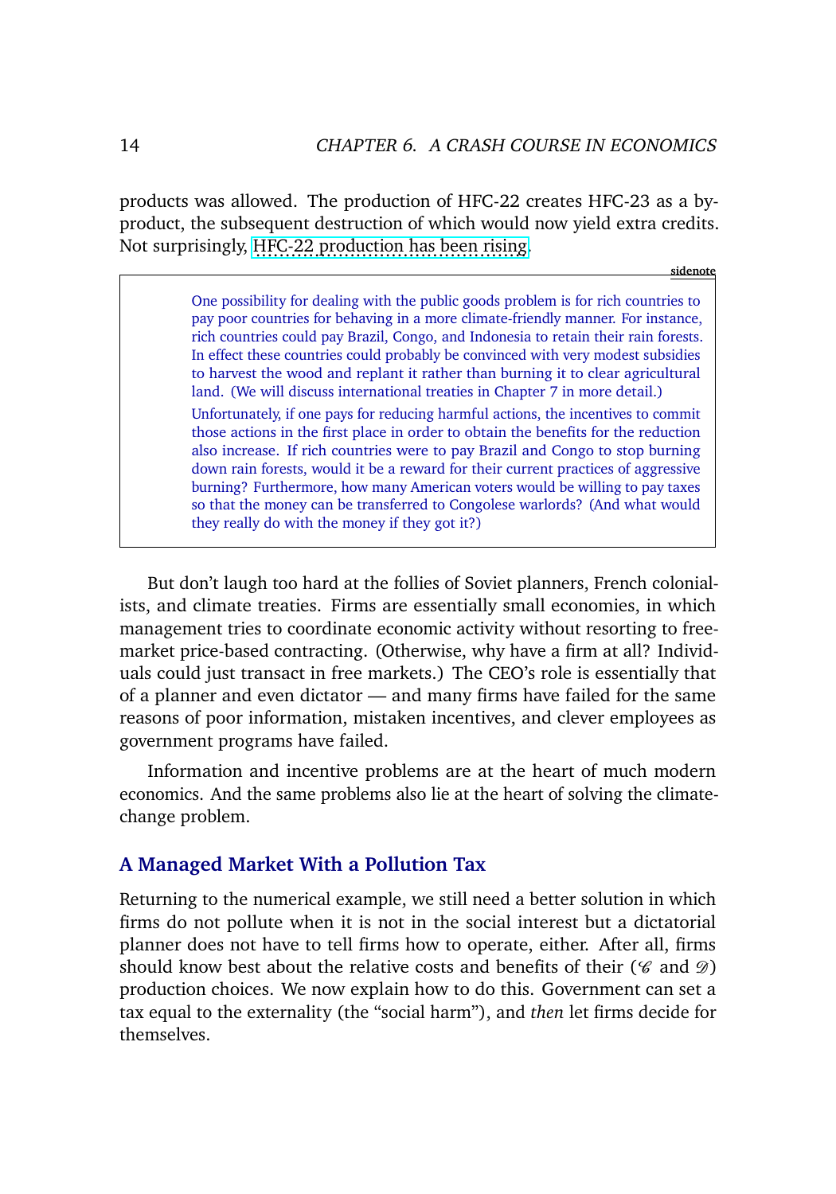products was allowed. The production of HFC-22 creates HFC-23 as a by-product, the subsequent destruction of which would now yield extra credits. Not surprisingly, HFC-22 production has been rising.

> **sidenote**
>
> One possibility for dealing with the public goods problem is for rich countries to pay poor countries for behaving in a more climate-friendly manner. For instance, rich countries could pay Brazil, Congo, and Indonesia to retain their rain forests. In effect these countries could probably be convinced with very modest subsidies to harvest the wood and replant it rather than burning it to clear agricultural land. (We will discuss international treaties in Chapter 7 in more detail.)
>
> Unfortunately, if one pays for reducing harmful actions, the incentives to commit those actions in the first place in order to obtain the benefits for the reduction also increase. If rich countries were to pay Brazil and Congo to stop burning down rain forests, would it be a reward for their current practices of aggressive burning? Furthermore, how many American voters would be willing to pay taxes so that the money can be transferred to Congolese warlords? (And what would they really do with the money if they got it?)

But don't laugh too hard at the follies of Soviet planners, French colonialists, and climate treaties. Firms are essentially small economies, in which management tries to coordinate economic activity without resorting to free-market price-based contracting. (Otherwise, why have a firm at all? Individuals could just transact in free markets.) The CEO's role is essentially that of a planner and even dictator — and many firms have failed for the same reasons of poor information, mistaken incentives, and clever employees as government programs have failed.

Information and incentive problems are at the heart of much modern economics. And the same problems also lie at the heart of solving the climate-change problem.

### A Managed Market With a Pollution Tax

Returning to the numerical example, we still need a better solution in which firms do not pollute when it is not in the social interest but a dictatorial planner does not have to tell firms how to operate, either. After all, firms should know best about the relative costs and benefits of their ($\mathscr{C}$ and $\mathscr{D}$) production choices. We now explain how to do this. Government can set a tax equal to the externality (the "social harm"), and *then* let firms decide for themselves.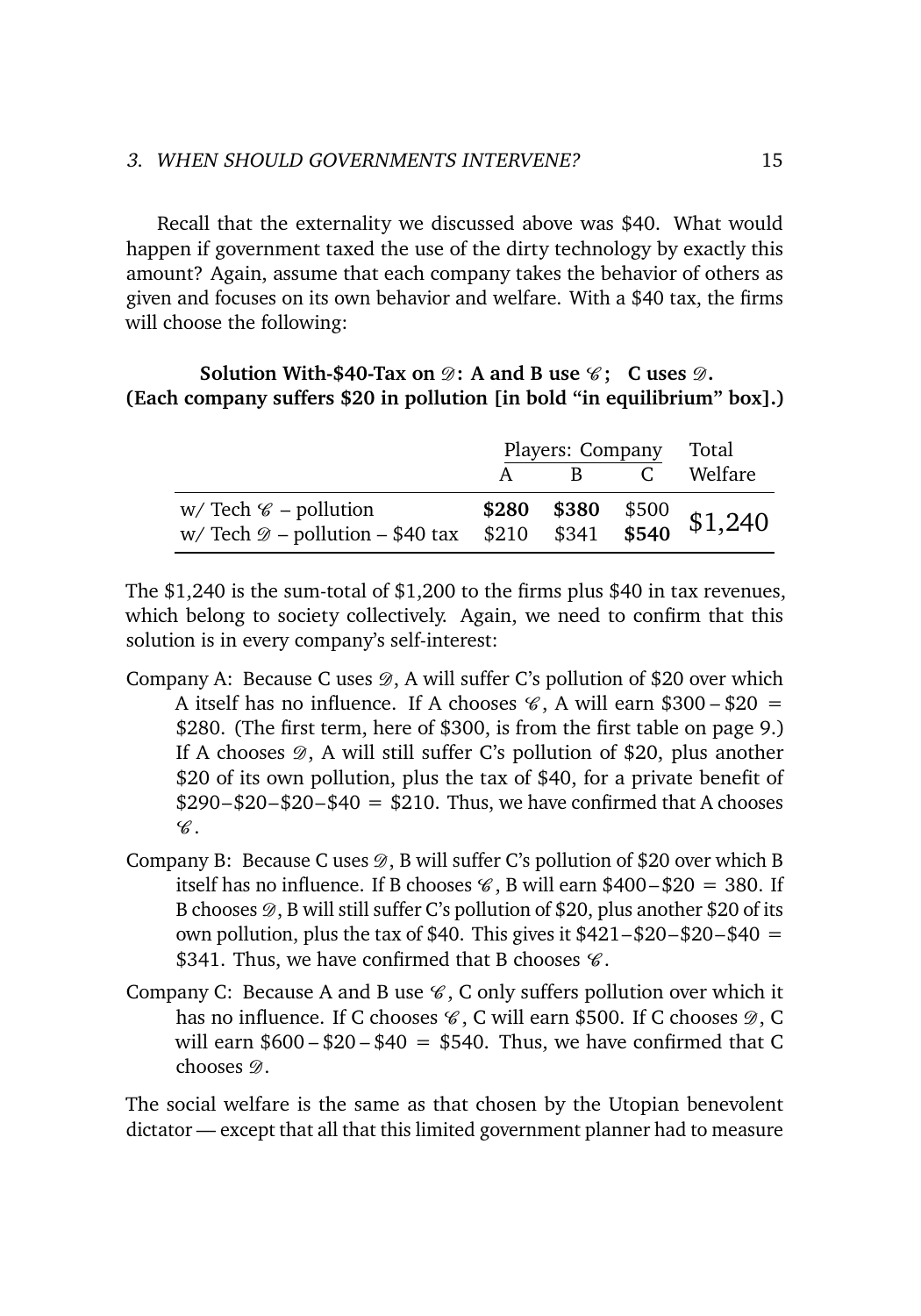Recall that the externality we discussed above was \$40. What would happen if government taxed the use of the dirty technology by exactly this amount? Again, assume that each company takes the behavior of others as given and focuses on its own behavior and welfare. With a \$40 tax, the firms will choose the following:

**Solution With-\$40-Tax on $\mathscr{D}$: A and B use $\mathscr{C}$; C uses $\mathscr{D}$.**
**(Each company suffers \$20 in pollution [in bold "in equilibrium" box].)**

| | Players: Company | | | Total |
|---|---|---|---|---|
| | A | B | C | Welfare |
| w/ Tech $\mathscr{C}$ – pollution | **\$280** | **\$380** | \$500 | \$1,240 |
| w/ Tech $\mathscr{D}$ – pollution – \$40 tax | \$210 | \$341 | **\$540** | |

The \$1,240 is the sum-total of \$1,200 to the firms plus \$40 in tax revenues, which belong to society collectively. Again, we need to confirm that this solution is in every company's self-interest:

Company A: Because C uses $\mathscr{D}$, A will suffer C's pollution of \$20 over which A itself has no influence. If A chooses $\mathscr{C}$, A will earn \$300 – \$20 = \$280. (The first term, here of \$300, is from the first table on page 9.) If A chooses $\mathscr{D}$, A will still suffer C's pollution of \$20, plus another \$20 of its own pollution, plus the tax of \$40, for a private benefit of \$290–\$20–\$20–\$40 = \$210. Thus, we have confirmed that A chooses $\mathscr{C}$.

Company B: Because C uses $\mathscr{D}$, B will suffer C's pollution of \$20 over which B itself has no influence. If B chooses $\mathscr{C}$, B will earn \$400 – \$20 = 380. If B chooses $\mathscr{D}$, B will still suffer C's pollution of \$20, plus another \$20 of its own pollution, plus the tax of \$40. This gives it \$421–\$20–\$20–\$40 = \$341. Thus, we have confirmed that B chooses $\mathscr{C}$.

Company C: Because A and B use $\mathscr{C}$, C only suffers pollution over which it has no influence. If C chooses $\mathscr{C}$, C will earn \$500. If C chooses $\mathscr{D}$, C will earn \$600 – \$20 – \$40 = \$540. Thus, we have confirmed that C chooses $\mathscr{D}$.

The social welfare is the same as that chosen by the Utopian benevolent dictator — except that all that this limited government planner had to measure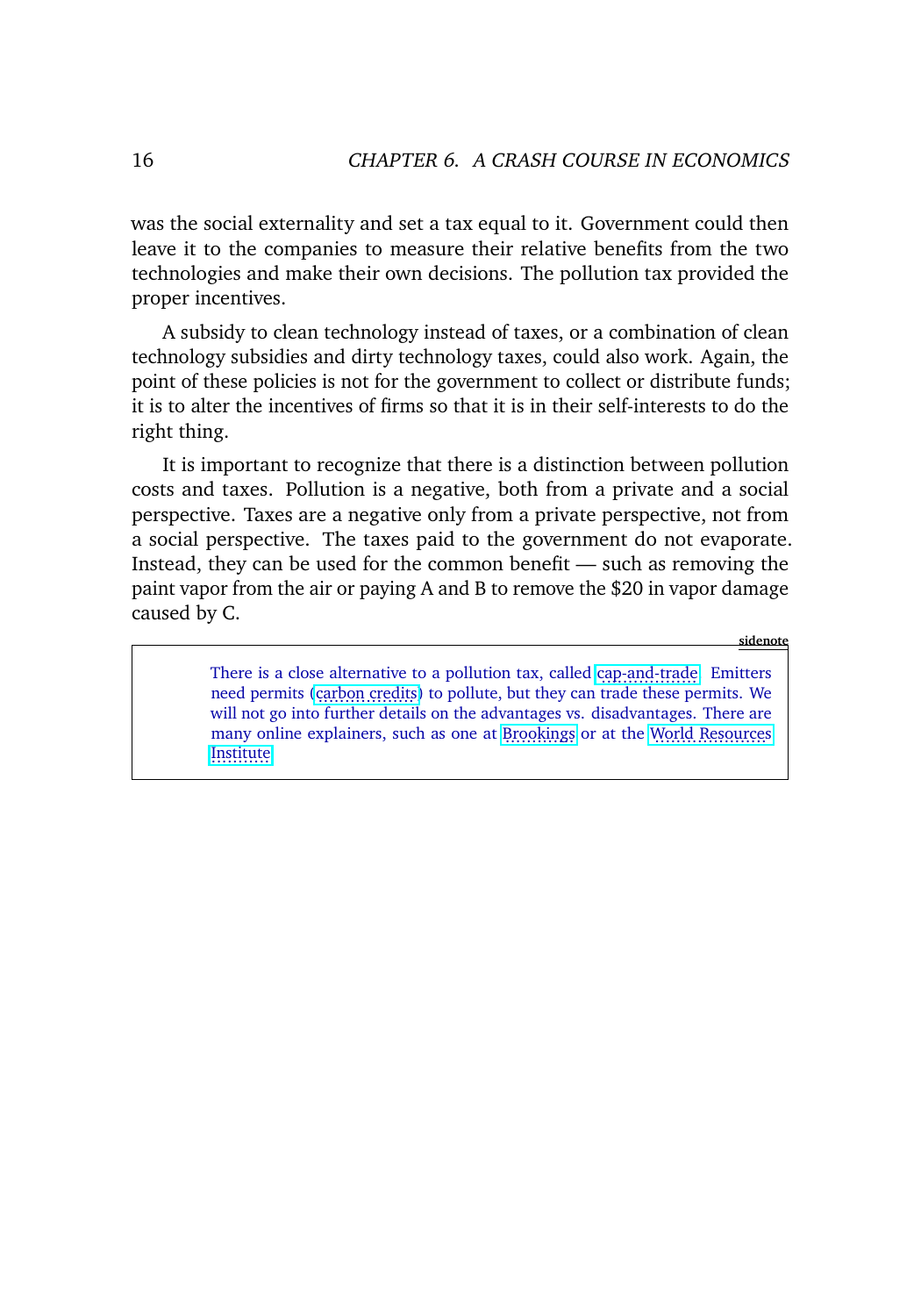was the social externality and set a tax equal to it. Government could then leave it to the companies to measure their relative benefits from the two technologies and make their own decisions. The pollution tax provided the proper incentives.

A subsidy to clean technology instead of taxes, or a combination of clean technology subsidies and dirty technology taxes, could also work. Again, the point of these policies is not for the government to collect or distribute funds; it is to alter the incentives of firms so that it is in their self-interests to do the right thing.

It is important to recognize that there is a distinction between pollution costs and taxes. Pollution is a negative, both from a private and a social perspective. Taxes are a negative only from a private perspective, not from a social perspective. The taxes paid to the government do not evaporate. Instead, they can be used for the common benefit — such as removing the paint vapor from the air or paying A and B to remove the $20 in vapor damage caused by C.

**sidenote**

> There is a close alternative to a pollution tax, called cap-and-trade. Emitters need permits (carbon credits) to pollute, but they can trade these permits. We will not go into further details on the advantages vs. disadvantages. There are many online explainers, such as one at Brookings or at the World Resources Institute.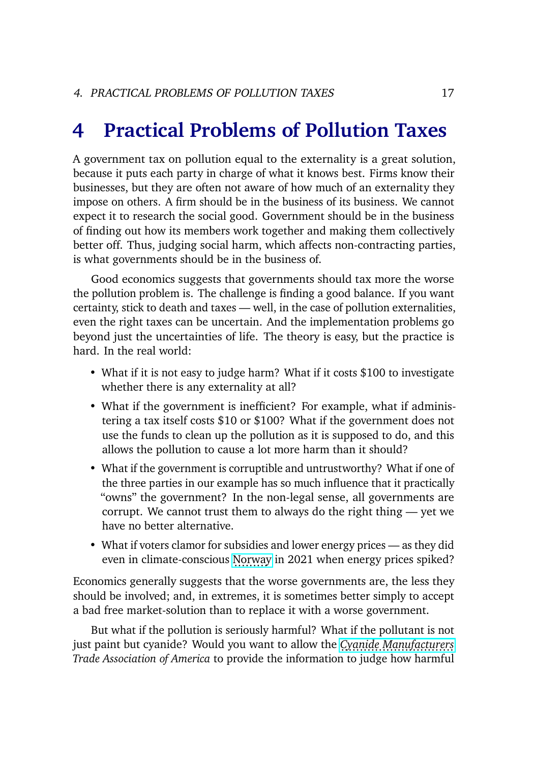# 4 Practical Problems of Pollution Taxes

A government tax on pollution equal to the externality is a great solution, because it puts each party in charge of what it knows best. Firms know their businesses, but they are often not aware of how much of an externality they impose on others. A firm should be in the business of its business. We cannot expect it to research the social good. Government should be in the business of finding out how its members work together and making them collectively better off. Thus, judging social harm, which affects non-contracting parties, is what governments should be in the business of.

Good economics suggests that governments should tax more the worse the pollution problem is. The challenge is finding a good balance. If you want certainty, stick to death and taxes — well, in the case of pollution externalities, even the right taxes can be uncertain. And the implementation problems go beyond just the uncertainties of life. The theory is easy, but the practice is hard. In the real world:

- What if it is not easy to judge harm? What if it costs $100 to investigate whether there is any externality at all?
- What if the government is inefficient? For example, what if administering a tax itself costs $10 or $100? What if the government does not use the funds to clean up the pollution as it is supposed to do, and this allows the pollution to cause a lot more harm than it should?
- What if the government is corruptible and untrustworthy? What if one of the three parties in our example has so much influence that it practically "owns" the government? In the non-legal sense, all governments are corrupt. We cannot trust them to always do the right thing — yet we have no better alternative.
- What if voters clamor for subsidies and lower energy prices — as they did even in climate-conscious Norway in 2021 when energy prices spiked?

Economics generally suggests that the worse governments are, the less they should be involved; and, in extremes, it is sometimes better simply to accept a bad free market-solution than to replace it with a worse government.

But what if the pollution is seriously harmful? What if the pollutant is not just paint but cyanide? Would you want to allow the *Cyanide Manufacturers Trade Association of America* to provide the information to judge how harmful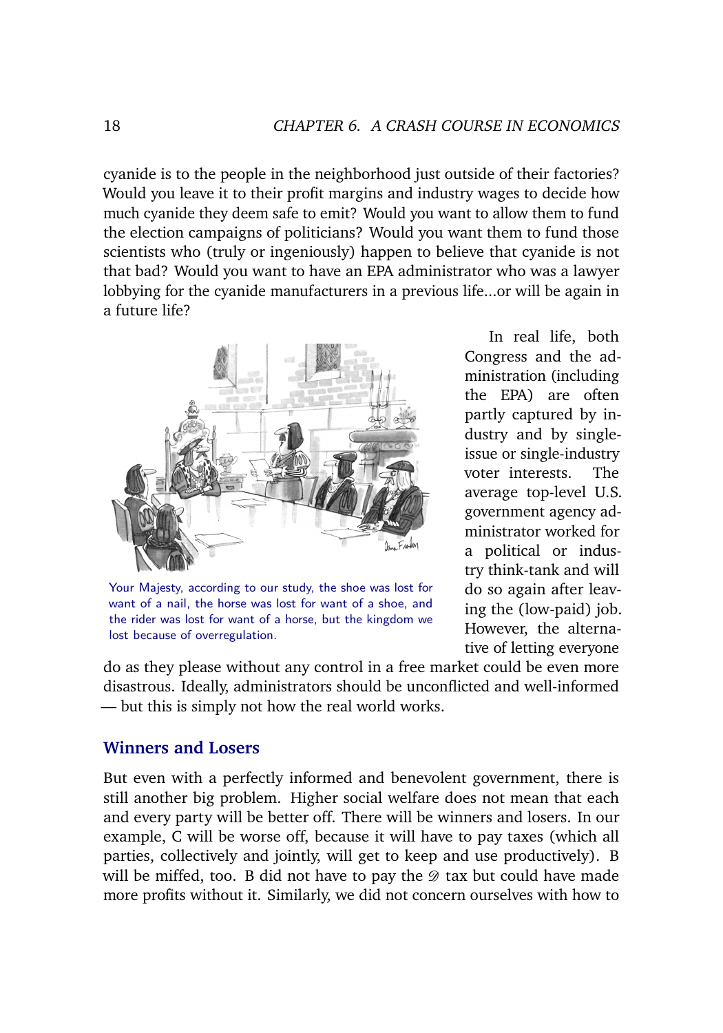cyanide is to the people in the neighborhood just outside of their factories? Would you leave it to their profit margins and industry wages to decide how much cyanide they deem safe to emit? Would you want to allow them to fund the election campaigns of politicians? Would you want them to fund those scientists who (truly or ingeniously) happen to believe that cyanide is not that bad? Would you want to have an EPA administrator who was a lawyer lobbying for the cyanide manufacturers in a previous life...or will be again in a future life?

Your Majesty, according to our study, the shoe was lost for want of a nail, the horse was lost for want of a shoe, and the rider was lost for want of a horse, but the kingdom we lost because of overregulation.

In real life, both Congress and the administration (including the EPA) are often partly captured by industry and by single-issue or single-industry voter interests. The average top-level U.S. government agency administrator worked for a political or industry think-tank and will do so again after leaving the (low-paid) job. However, the alternative of letting everyone do as they please without any control in a free market could be even more disastrous. Ideally, administrators should be unconflicted and well-informed — but this is simply not how the real world works.

## Winners and Losers

But even with a perfectly informed and benevolent government, there is still another big problem. Higher social welfare does not mean that each and every party will be better off. There will be winners and losers. In our example, C will be worse off, because it will have to pay taxes (which all parties, collectively and jointly, will get to keep and use productively). B will be miffed, too. B did not have to pay the $\mathscr{D}$ tax but could have made more profits without it. Similarly, we did not concern ourselves with how to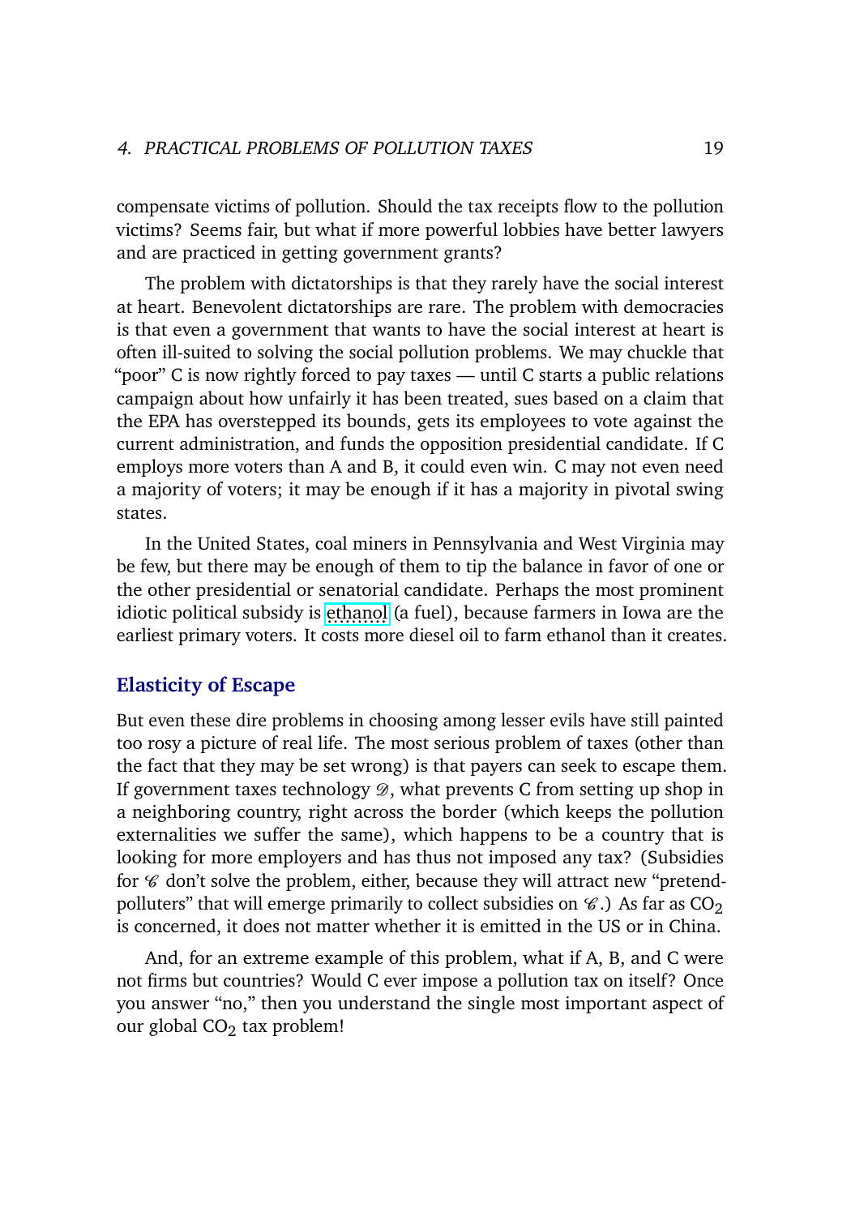compensate victims of pollution. Should the tax receipts flow to the pollution victims? Seems fair, but what if more powerful lobbies have better lawyers and are practiced in getting government grants?

The problem with dictatorships is that they rarely have the social interest at heart. Benevolent dictatorships are rare. The problem with democracies is that even a government that wants to have the social interest at heart is often ill-suited to solving the social pollution problems. We may chuckle that "poor" C is now rightly forced to pay taxes — until C starts a public relations campaign about how unfairly it has been treated, sues based on a claim that the EPA has overstepped its bounds, gets its employees to vote against the current administration, and funds the opposition presidential candidate. If C employs more voters than A and B, it could even win. C may not even need a majority of voters; it may be enough if it has a majority in pivotal swing states.

In the United States, coal miners in Pennsylvania and West Virginia may be few, but there may be enough of them to tip the balance in favor of one or the other presidential or senatorial candidate. Perhaps the most prominent idiotic political subsidy is ethanol (a fuel), because farmers in Iowa are the earliest primary voters. It costs more diesel oil to farm ethanol than it creates.

## Elasticity of Escape

But even these dire problems in choosing among lesser evils have still painted too rosy a picture of real life. The most serious problem of taxes (other than the fact that they may be set wrong) is that payers can seek to escape them. If government taxes technology $\mathscr{D}$, what prevents C from setting up shop in a neighboring country, right across the border (which keeps the pollution externalities we suffer the same), which happens to be a country that is looking for more employers and has thus not imposed any tax? (Subsidies for $\mathscr{C}$ don't solve the problem, either, because they will attract new "pretend-polluters" that will emerge primarily to collect subsidies on $\mathscr{C}$.) As far as $CO_2$ is concerned, it does not matter whether it is emitted in the US or in China.

And, for an extreme example of this problem, what if A, B, and C were not firms but countries? Would C ever impose a pollution tax on itself? Once you answer "no," then you understand the single most important aspect of our global $CO_2$ tax problem!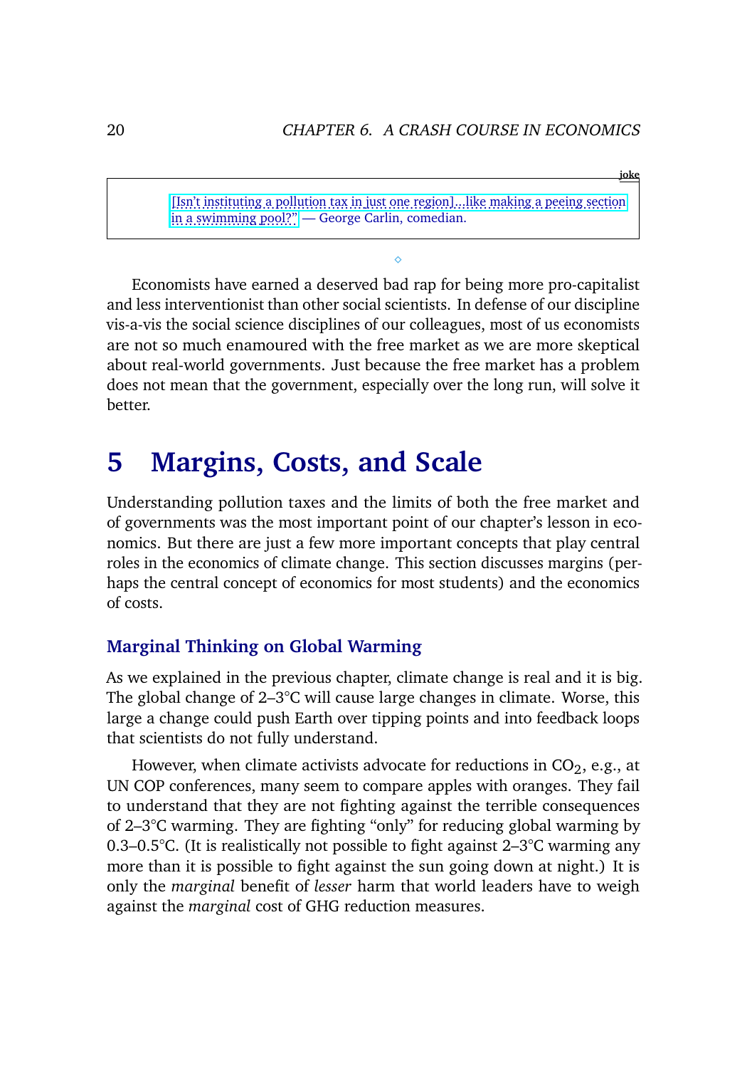joke

> [Isn't instituting a pollution tax in just one region]...like making a peeing section in a swimming pool?" — George Carlin, comedian.

⋄

Economists have earned a deserved bad rap for being more pro-capitalist and less interventionist than other social scientists. In defense of our discipline vis-a-vis the social science disciplines of our colleagues, most of us economists are not so much enamoured with the free market as we are more skeptical about real-world governments. Just because the free market has a problem does not mean that the government, especially over the long run, will solve it better.

# 5 Margins, Costs, and Scale

Understanding pollution taxes and the limits of both the free market and of governments was the most important point of our chapter's lesson in economics. But there are just a few more important concepts that play central roles in the economics of climate change. This section discusses margins (perhaps the central concept of economics for most students) and the economics of costs.

### Marginal Thinking on Global Warming

As we explained in the previous chapter, climate change is real and it is big. The global change of 2–3°C will cause large changes in climate. Worse, this large a change could push Earth over tipping points and into feedback loops that scientists do not fully understand.

However, when climate activists advocate for reductions in $CO_2$, e.g., at UN COP conferences, many seem to compare apples with oranges. They fail to understand that they are not fighting against the terrible consequences of 2–3°C warming. They are fighting "only" for reducing global warming by 0.3–0.5°C. (It is realistically not possible to fight against 2–3°C warming any more than it is possible to fight against the sun going down at night.) It is only the *marginal* benefit of *lesser* harm that world leaders have to weigh against the *marginal* cost of GHG reduction measures.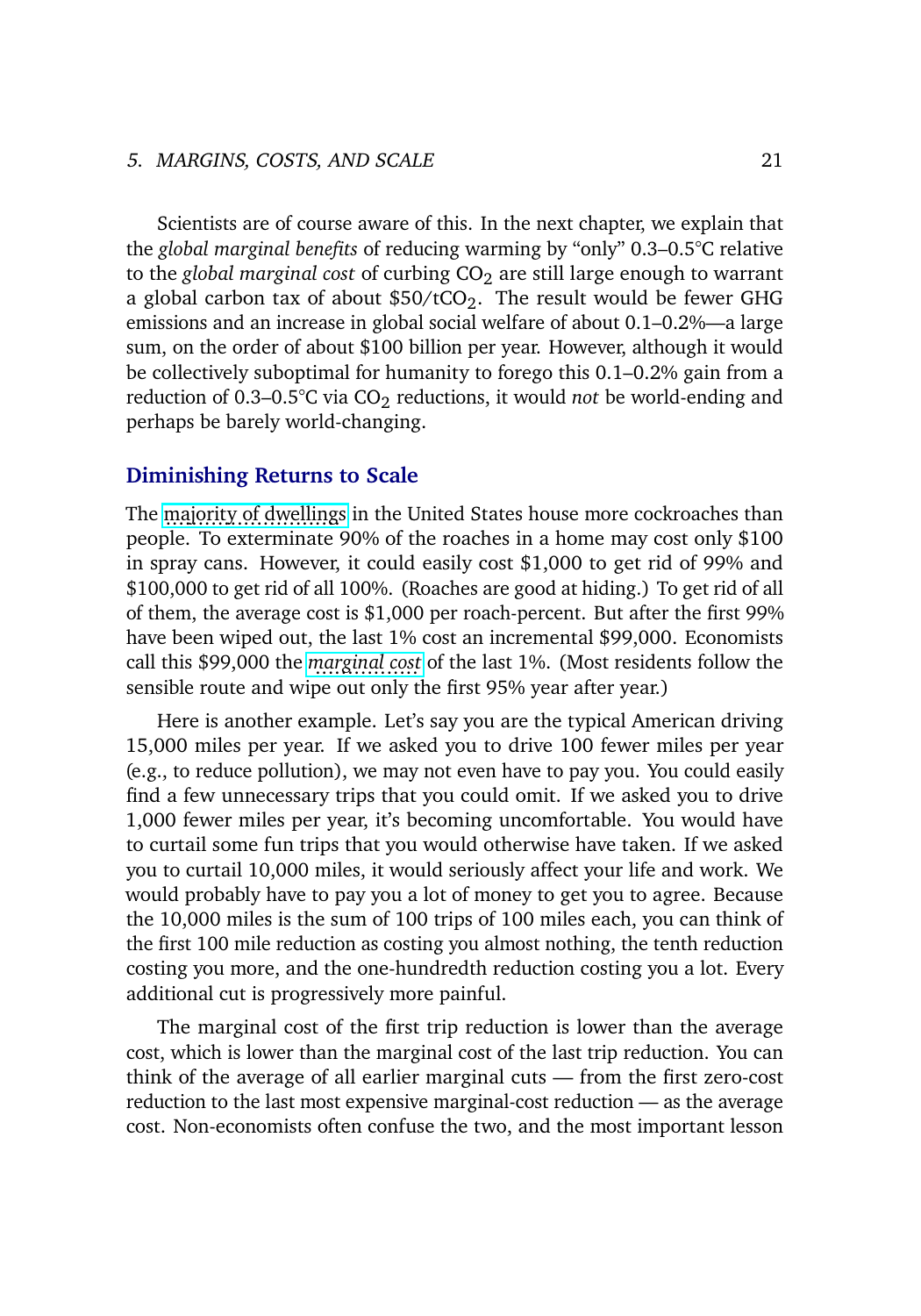Scientists are of course aware of this. In the next chapter, we explain that the *global marginal benefits* of reducing warming by "only" 0.3–0.5°C relative to the *global marginal cost* of curbing $CO_2$ are still large enough to warrant a global carbon tax of about $50/t$CO_2$. The result would be fewer GHG emissions and an increase in global social welfare of about 0.1–0.2%—a large sum, on the order of about $100 billion per year. However, although it would be collectively suboptimal for humanity to forego this 0.1–0.2% gain from a reduction of 0.3–0.5°C via $CO_2$ reductions, it would *not* be world-ending and perhaps be barely world-changing.

## Diminishing Returns to Scale

The majority of dwellings in the United States house more cockroaches than people. To exterminate 90% of the roaches in a home may cost only $100 in spray cans. However, it could easily cost $1,000 to get rid of 99% and $100,000 to get rid of all 100%. (Roaches are good at hiding.) To get rid of all of them, the average cost is $1,000 per roach-percent. But after the first 99% have been wiped out, the last 1% cost an incremental $99,000. Economists call this $99,000 the *marginal cost* of the last 1%. (Most residents follow the sensible route and wipe out only the first 95% year after year.)

Here is another example. Let's say you are the typical American driving 15,000 miles per year. If we asked you to drive 100 fewer miles per year (e.g., to reduce pollution), we may not even have to pay you. You could easily find a few unnecessary trips that you could omit. If we asked you to drive 1,000 fewer miles per year, it's becoming uncomfortable. You would have to curtail some fun trips that you would otherwise have taken. If we asked you to curtail 10,000 miles, it would seriously affect your life and work. We would probably have to pay you a lot of money to get you to agree. Because the 10,000 miles is the sum of 100 trips of 100 miles each, you can think of the first 100 mile reduction as costing you almost nothing, the tenth reduction costing you more, and the one-hundredth reduction costing you a lot. Every additional cut is progressively more painful.

The marginal cost of the first trip reduction is lower than the average cost, which is lower than the marginal cost of the last trip reduction. You can think of the average of all earlier marginal cuts — from the first zero-cost reduction to the last most expensive marginal-cost reduction — as the average cost. Non-economists often confuse the two, and the most important lesson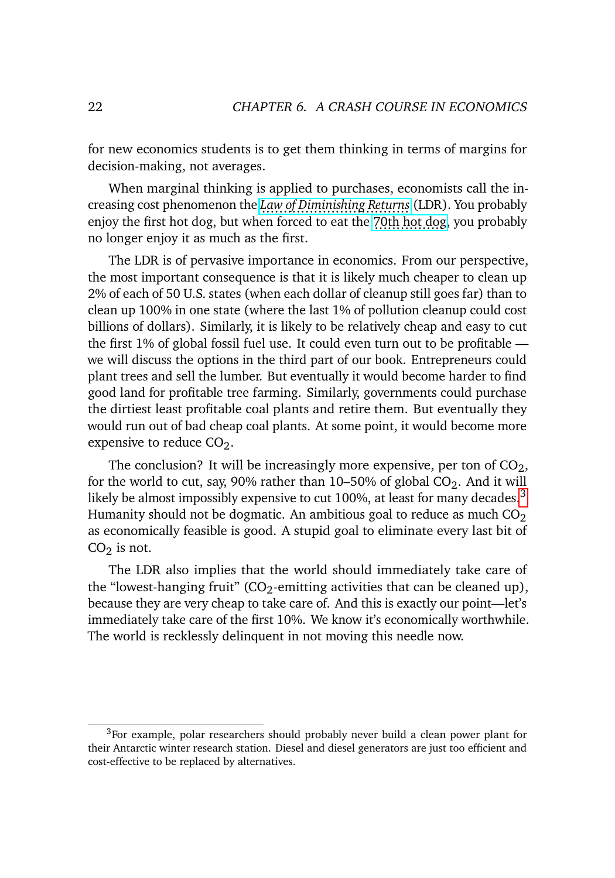for new economics students is to get them thinking in terms of margins for decision-making, not averages.

When marginal thinking is applied to purchases, economists call the increasing cost phenomenon the *Law of Diminishing Returns* (LDR). You probably enjoy the first hot dog, but when forced to eat the 70th hot dog, you probably no longer enjoy it as much as the first.

The LDR is of pervasive importance in economics. From our perspective, the most important consequence is that it is likely much cheaper to clean up 2% of each of 50 U.S. states (when each dollar of cleanup still goes far) than to clean up 100% in one state (where the last 1% of pollution cleanup could cost billions of dollars). Similarly, it is likely to be relatively cheap and easy to cut the first 1% of global fossil fuel use. It could even turn out to be profitable — we will discuss the options in the third part of our book. Entrepreneurs could plant trees and sell the lumber. But eventually it would become harder to find good land for profitable tree farming. Similarly, governments could purchase the dirtiest least profitable coal plants and retire them. But eventually they would run out of bad cheap coal plants. At some point, it would become more expensive to reduce $CO_2$.

The conclusion? It will be increasingly more expensive, per ton of $CO_2$, for the world to cut, say, 90% rather than 10–50% of global $CO_2$. And it will likely be almost impossibly expensive to cut 100%, at least for many decades.[3] Humanity should not be dogmatic. An ambitious goal to reduce as much $CO_2$ as economically feasible is good. A stupid goal to eliminate every last bit of $CO_2$ is not.

The LDR also implies that the world should immediately take care of the "lowest-hanging fruit" ($CO_2$-emitting activities that can be cleaned up), because they are very cheap to take care of. And this is exactly our point—let's immediately take care of the first 10%. We know it's economically worthwhile. The world is recklessly delinquent in not moving this needle now.

[3] For example, polar researchers should probably never build a clean power plant for their Antarctic winter research station. Diesel and diesel generators are just too efficient and cost-effective to be replaced by alternatives.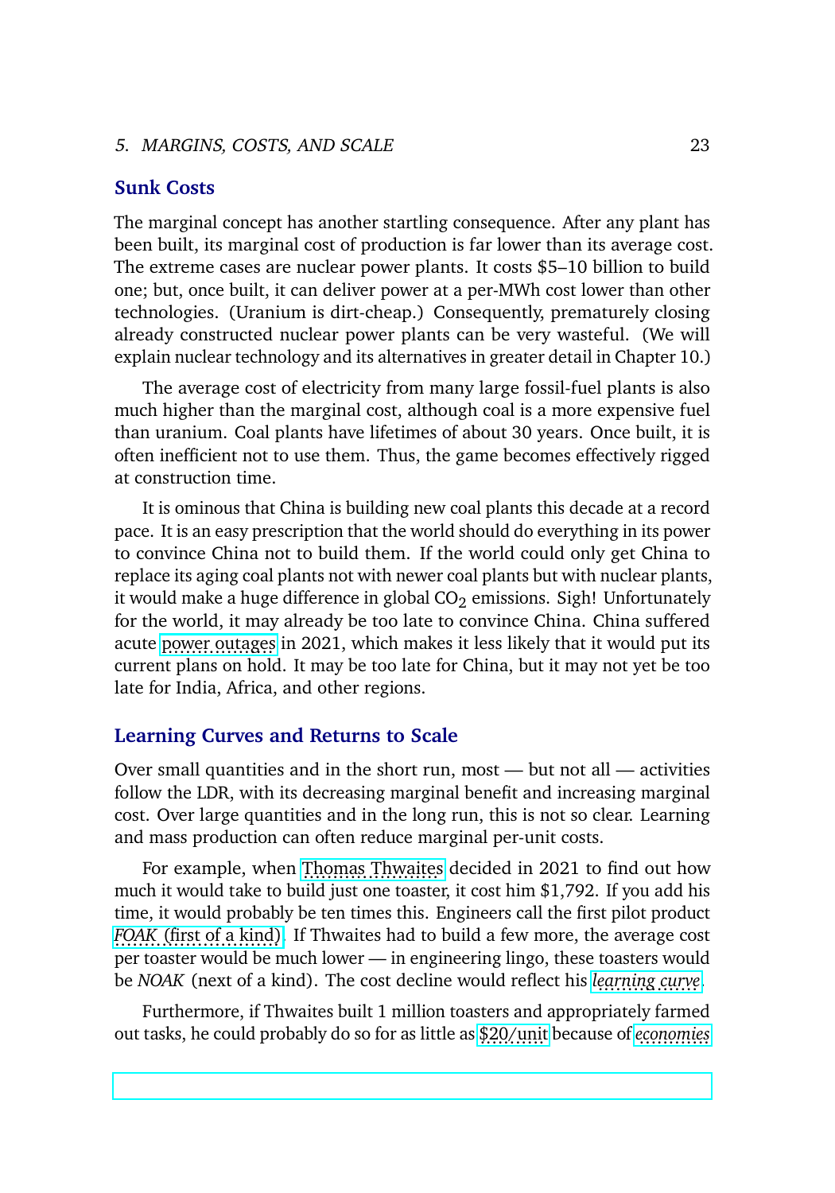## Sunk Costs

The marginal concept has another startling consequence. After any plant has been built, its marginal cost of production is far lower than its average cost. The extreme cases are nuclear power plants. It costs $5–10 billion to build one; but, once built, it can deliver power at a per-MWh cost lower than other technologies. (Uranium is dirt-cheap.) Consequently, prematurely closing already constructed nuclear power plants can be very wasteful. (We will explain nuclear technology and its alternatives in greater detail in Chapter 10.)

The average cost of electricity from many large fossil-fuel plants is also much higher than the marginal cost, although coal is a more expensive fuel than uranium. Coal plants have lifetimes of about 30 years. Once built, it is often inefficient not to use them. Thus, the game becomes effectively rigged at construction time.

It is ominous that China is building new coal plants this decade at a record pace. It is an easy prescription that the world should do everything in its power to convince China not to build them. If the world could only get China to replace its aging coal plants not with newer coal plants but with nuclear plants, it would make a huge difference in global $CO_2$ emissions. Sigh! Unfortunately for the world, it may already be too late to convince China. China suffered acute power outages in 2021, which makes it less likely that it would put its current plans on hold. It may be too late for China, but it may not yet be too late for India, Africa, and other regions.

## Learning Curves and Returns to Scale

Over small quantities and in the short run, most — but not all — activities follow the LDR, with its decreasing marginal benefit and increasing marginal cost. Over large quantities and in the long run, this is not so clear. Learning and mass production can often reduce marginal per-unit costs.

For example, when Thomas Thwaites decided in 2021 to find out how much it would take to build just one toaster, it cost him $1,792. If you add his time, it would probably be ten times this. Engineers call the first pilot product *FOAK* (first of a kind). If Thwaites had to build a few more, the average cost per toaster would be much lower — in engineering lingo, these toasters would be *NOAK* (next of a kind). The cost decline would reflect his *learning curve*.

Furthermore, if Thwaites built 1 million toasters and appropriately farmed out tasks, he could probably do so for as little as $20/unit because of *economies*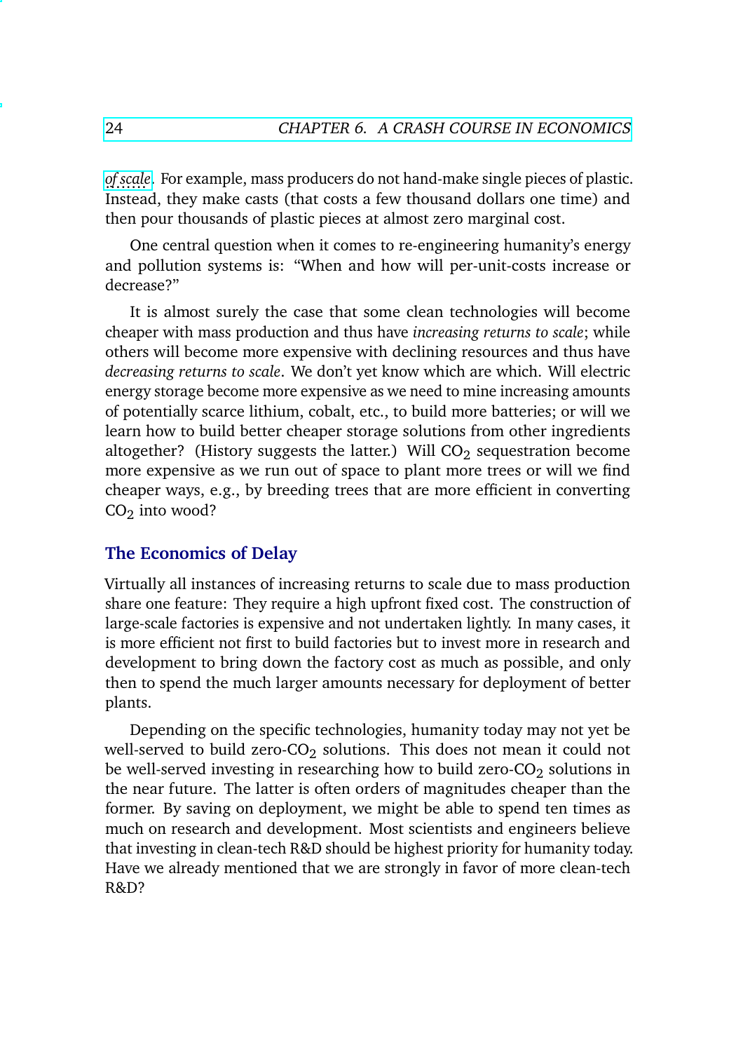*of scale*. For example, mass producers do not hand-make single pieces of plastic. Instead, they make casts (that costs a few thousand dollars one time) and then pour thousands of plastic pieces at almost zero marginal cost.

One central question when it comes to re-engineering humanity's energy and pollution systems is: "When and how will per-unit-costs increase or decrease?"

It is almost surely the case that some clean technologies will become cheaper with mass production and thus have *increasing returns to scale*; while others will become more expensive with declining resources and thus have *decreasing returns to scale*. We don't yet know which are which. Will electric energy storage become more expensive as we need to mine increasing amounts of potentially scarce lithium, cobalt, etc., to build more batteries; or will we learn how to build better cheaper storage solutions from other ingredients altogether? (History suggests the latter.) Will $CO_2$ sequestration become more expensive as we run out of space to plant more trees or will we find cheaper ways, e.g., by breeding trees that are more efficient in converting $CO_2$ into wood?

## The Economics of Delay

Virtually all instances of increasing returns to scale due to mass production share one feature: They require a high upfront fixed cost. The construction of large-scale factories is expensive and not undertaken lightly. In many cases, it is more efficient not first to build factories but to invest more in research and development to bring down the factory cost as much as possible, and only then to spend the much larger amounts necessary for deployment of better plants.

Depending on the specific technologies, humanity today may not yet be well-served to build zero-$CO_2$ solutions. This does not mean it could not be well-served investing in researching how to build zero-$CO_2$ solutions in the near future. The latter is often orders of magnitudes cheaper than the former. By saving on deployment, we might be able to spend ten times as much on research and development. Most scientists and engineers believe that investing in clean-tech R&D should be highest priority for humanity today. Have we already mentioned that we are strongly in favor of more clean-tech R&D?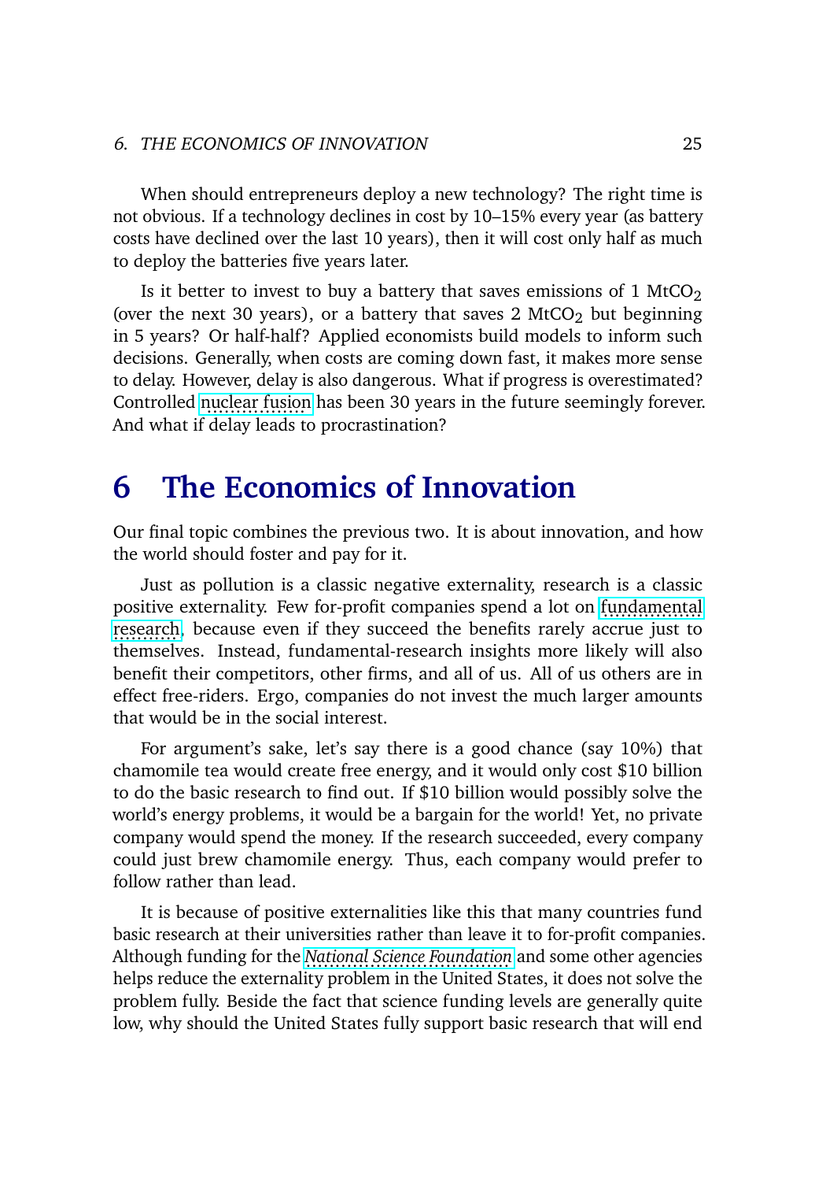When should entrepreneurs deploy a new technology? The right time is not obvious. If a technology declines in cost by 10–15% every year (as battery costs have declined over the last 10 years), then it will cost only half as much to deploy the batteries five years later.

Is it better to invest to buy a battery that saves emissions of 1 $MtCO_2$ (over the next 30 years), or a battery that saves 2 $MtCO_2$ but beginning in 5 years? Or half-half? Applied economists build models to inform such decisions. Generally, when costs are coming down fast, it makes more sense to delay. However, delay is also dangerous. What if progress is overestimated? Controlled nuclear fusion has been 30 years in the future seemingly forever. And what if delay leads to procrastination?

# 6 The Economics of Innovation

Our final topic combines the previous two. It is about innovation, and how the world should foster and pay for it.

Just as pollution is a classic negative externality, research is a classic positive externality. Few for-profit companies spend a lot on fundamental research, because even if they succeed the benefits rarely accrue just to themselves. Instead, fundamental-research insights more likely will also benefit their competitors, other firms, and all of us. All of us others are in effect free-riders. Ergo, companies do not invest the much larger amounts that would be in the social interest.

For argument's sake, let's say there is a good chance (say 10%) that chamomile tea would create free energy, and it would only cost $10 billion to do the basic research to find out. If $10 billion would possibly solve the world's energy problems, it would be a bargain for the world! Yet, no private company would spend the money. If the research succeeded, every company could just brew chamomile energy. Thus, each company would prefer to follow rather than lead.

It is because of positive externalities like this that many countries fund basic research at their universities rather than leave it to for-profit companies. Although funding for the *National Science Foundation* and some other agencies helps reduce the externality problem in the United States, it does not solve the problem fully. Beside the fact that science funding levels are generally quite low, why should the United States fully support basic research that will end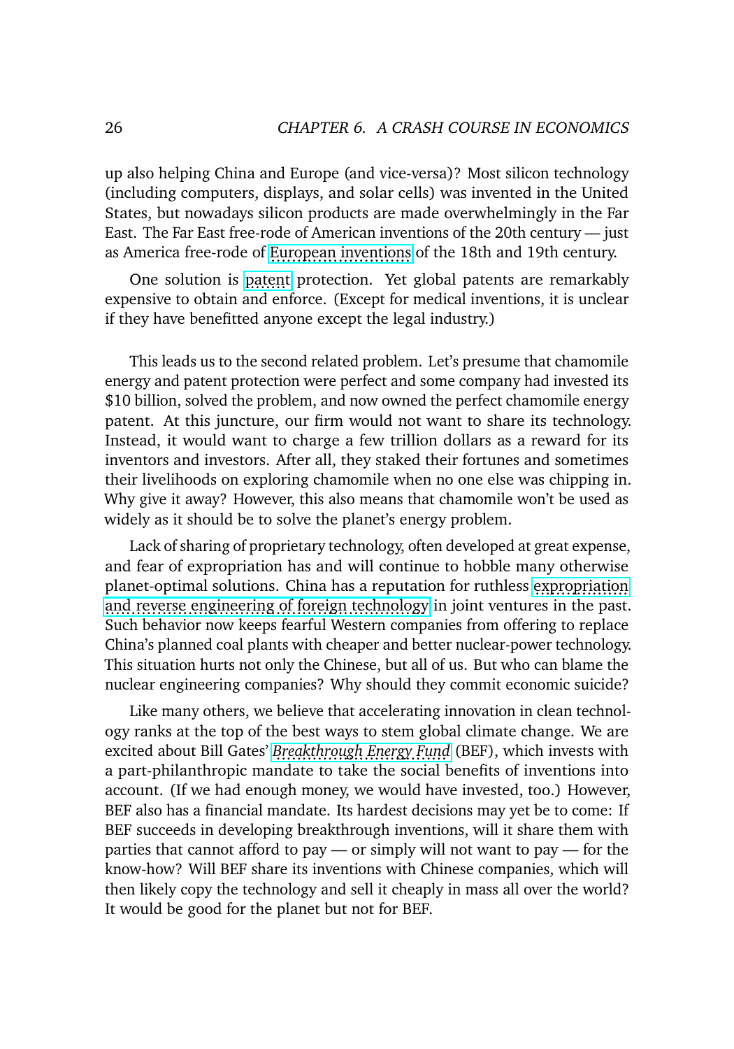up also helping China and Europe (and vice-versa)? Most silicon technology (including computers, displays, and solar cells) was invented in the United States, but nowadays silicon products are made overwhelmingly in the Far East. The Far East free-rode of American inventions of the 20th century — just as America free-rode of European inventions of the 18th and 19th century.

One solution is patent protection. Yet global patents are remarkably expensive to obtain and enforce. (Except for medical inventions, it is unclear if they have benefitted anyone except the legal industry.)

This leads us to the second related problem. Let's presume that chamomile energy and patent protection were perfect and some company had invested its $10 billion, solved the problem, and now owned the perfect chamomile energy patent. At this juncture, our firm would not want to share its technology. Instead, it would want to charge a few trillion dollars as a reward for its inventors and investors. After all, they staked their fortunes and sometimes their livelihoods on exploring chamomile when no one else was chipping in. Why give it away? However, this also means that chamomile won't be used as widely as it should be to solve the planet's energy problem.

Lack of sharing of proprietary technology, often developed at great expense, and fear of expropriation has and will continue to hobble many otherwise planet-optimal solutions. China has a reputation for ruthless expropriation and reverse engineering of foreign technology in joint ventures in the past. Such behavior now keeps fearful Western companies from offering to replace China's planned coal plants with cheaper and better nuclear-power technology. This situation hurts not only the Chinese, but all of us. But who can blame the nuclear engineering companies? Why should they commit economic suicide?

Like many others, we believe that accelerating innovation in clean technology ranks at the top of the best ways to stem global climate change. We are excited about Bill Gates' *Breakthrough Energy Fund* (BEF), which invests with a part-philanthropic mandate to take the social benefits of inventions into account. (If we had enough money, we would have invested, too.) However, BEF also has a financial mandate. Its hardest decisions may yet be to come: If BEF succeeds in developing breakthrough inventions, will it share them with parties that cannot afford to pay — or simply will not want to pay — for the know-how? Will BEF share its inventions with Chinese companies, which will then likely copy the technology and sell it cheaply in mass all over the world? It would be good for the planet but not for BEF.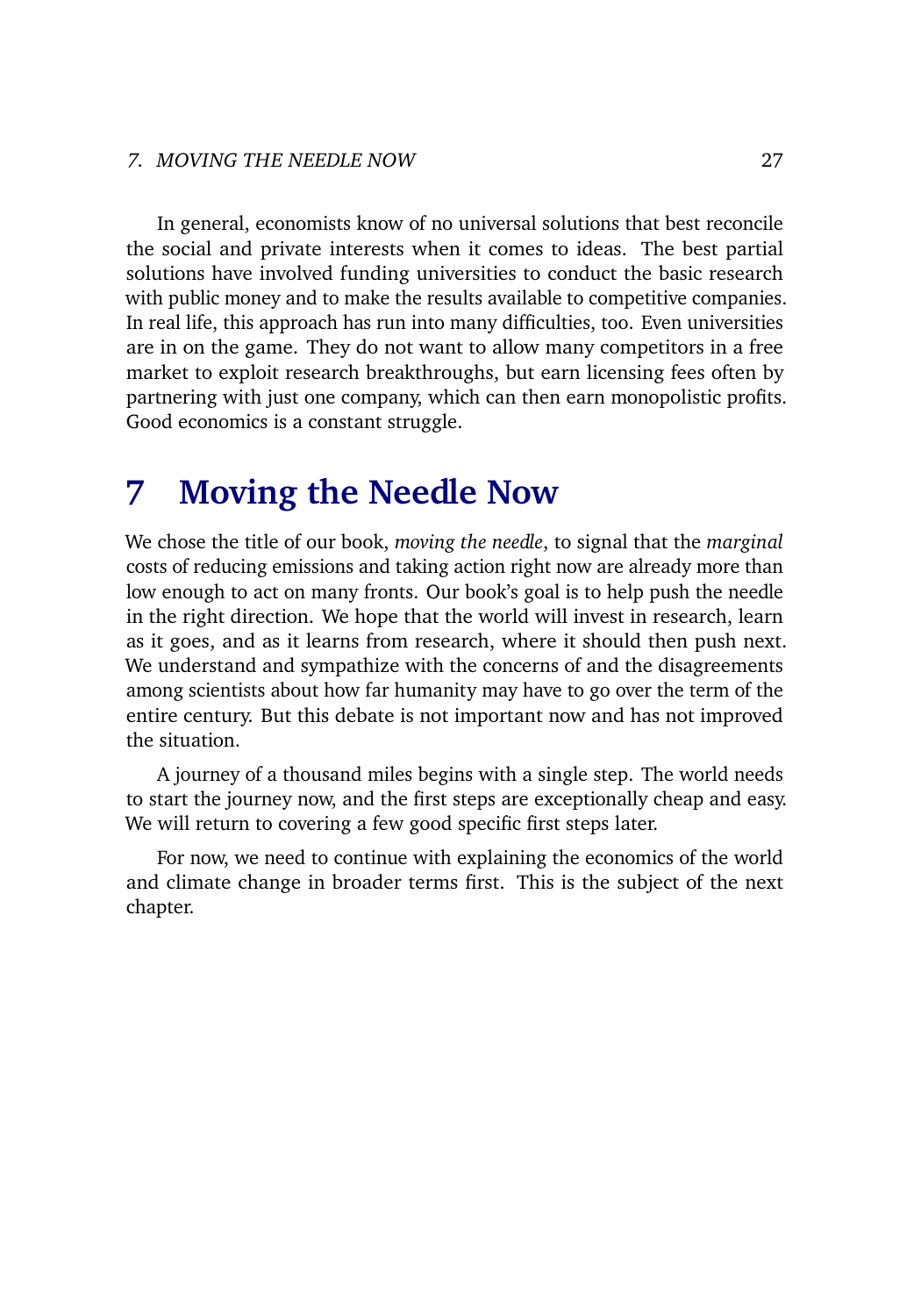In general, economists know of no universal solutions that best reconcile the social and private interests when it comes to ideas. The best partial solutions have involved funding universities to conduct the basic research with public money and to make the results available to competitive companies. In real life, this approach has run into many difficulties, too. Even universities are in on the game. They do not want to allow many competitors in a free market to exploit research breakthroughs, but earn licensing fees often by partnering with just one company, which can then earn monopolistic profits. Good economics is a constant struggle.

# 7 Moving the Needle Now

We chose the title of our book, *moving the needle*, to signal that the *marginal* costs of reducing emissions and taking action right now are already more than low enough to act on many fronts. Our book's goal is to help push the needle in the right direction. We hope that the world will invest in research, learn as it goes, and as it learns from research, where it should then push next. We understand and sympathize with the concerns of and the disagreements among scientists about how far humanity may have to go over the term of the entire century. But this debate is not important now and has not improved the situation.

A journey of a thousand miles begins with a single step. The world needs to start the journey now, and the first steps are exceptionally cheap and easy. We will return to covering a few good specific first steps later.

For now, we need to continue with explaining the economics of the world and climate change in broader terms first. This is the subject of the next chapter.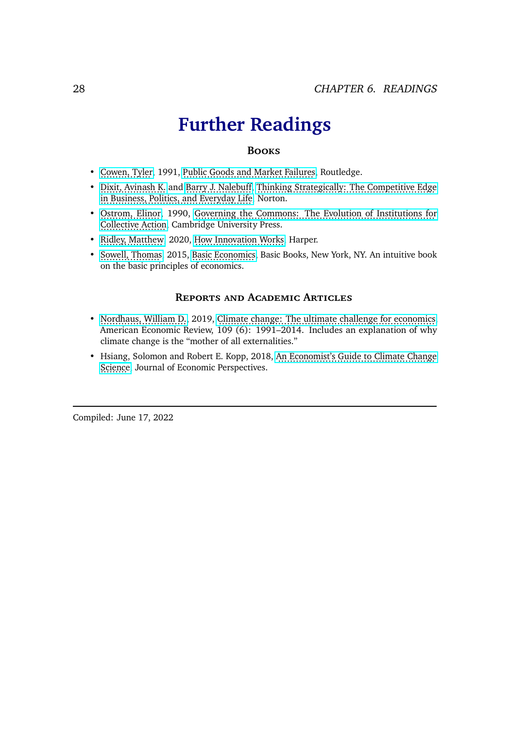# Further Readings

### Books

- Cowen, Tyler, 1991, Public Goods and Market Failures, Routledge.
- Dixit, Avinash K. and Barry J. Nalebuff, Thinking Strategically: The Competitive Edge in Business, Politics, and Everyday Life, Norton.
- Ostrom, Elinor, 1990, Governing the Commons: The Evolution of Institutions for Collective Action, Cambridge University Press.
- Ridley, Matthew, 2020, How Innovation Works, Harper.
- Sowell, Thomas, 2015, Basic Economics, Basic Books, New York, NY. An intuitive book on the basic principles of economics.

### Reports and Academic Articles

- Nordhaus, William D., 2019, Climate change: The ultimate challenge for economics, American Economic Review, 109 (6): 1991–2014. Includes an explanation of why climate change is the "mother of all externalities."
- Hsiang, Solomon and Robert E. Kopp, 2018, An Economist's Guide to Climate Change Science, Journal of Economic Perspectives.

---

Compiled: June 17, 2022